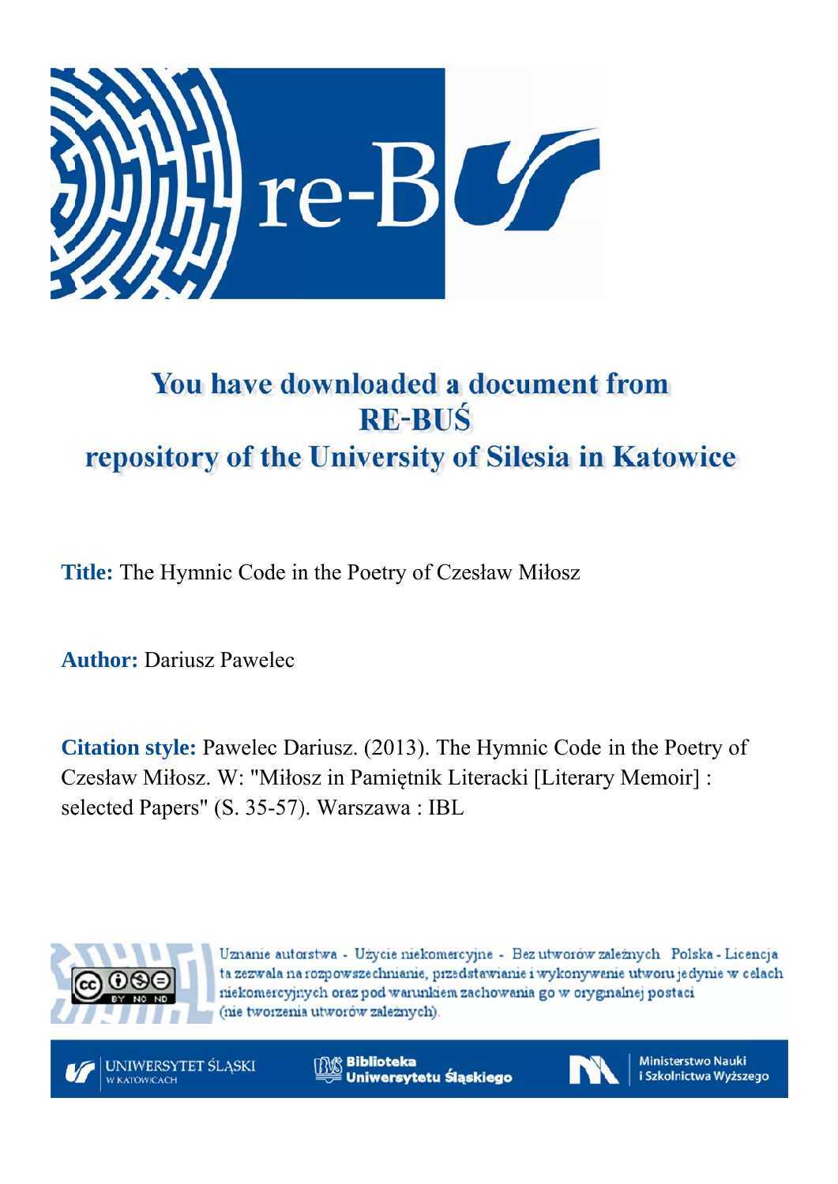# You have downloaded a document from RE-BUŚ repository of the University of Silesia in Katowice

**Title:** The Hymnic Code in the Poetry of Czesław Miłosz

**Author:** Dariusz Pawelec

**Citation style:** Pawelec Dariusz. (2013). The Hymnic Code in the Poetry of Czesław Miłosz. W: "Miłosz in Pamiętnik Literacki [Literary Memoir] : selected Papers" (S. 35-57). Warszawa : IBL

Uznanie autorstwa - Użycie niekomercyjne - Bez utworów zależnych Polska - Licencja ta zezwala na rozpowszechnianie, przedstawianie i wykonywanie utworu jedynie w celach niekomercyjnych oraz pod warunkiem zachowania go w oryginalnej postaci (nie tworzenia utworów zależnych).

UNIWERSYTET ŚLĄSKI W KATOWICACH | Biblioteka Uniwersytetu Śląskiego | Ministerstwo Nauki i Szkolnictwa Wyższego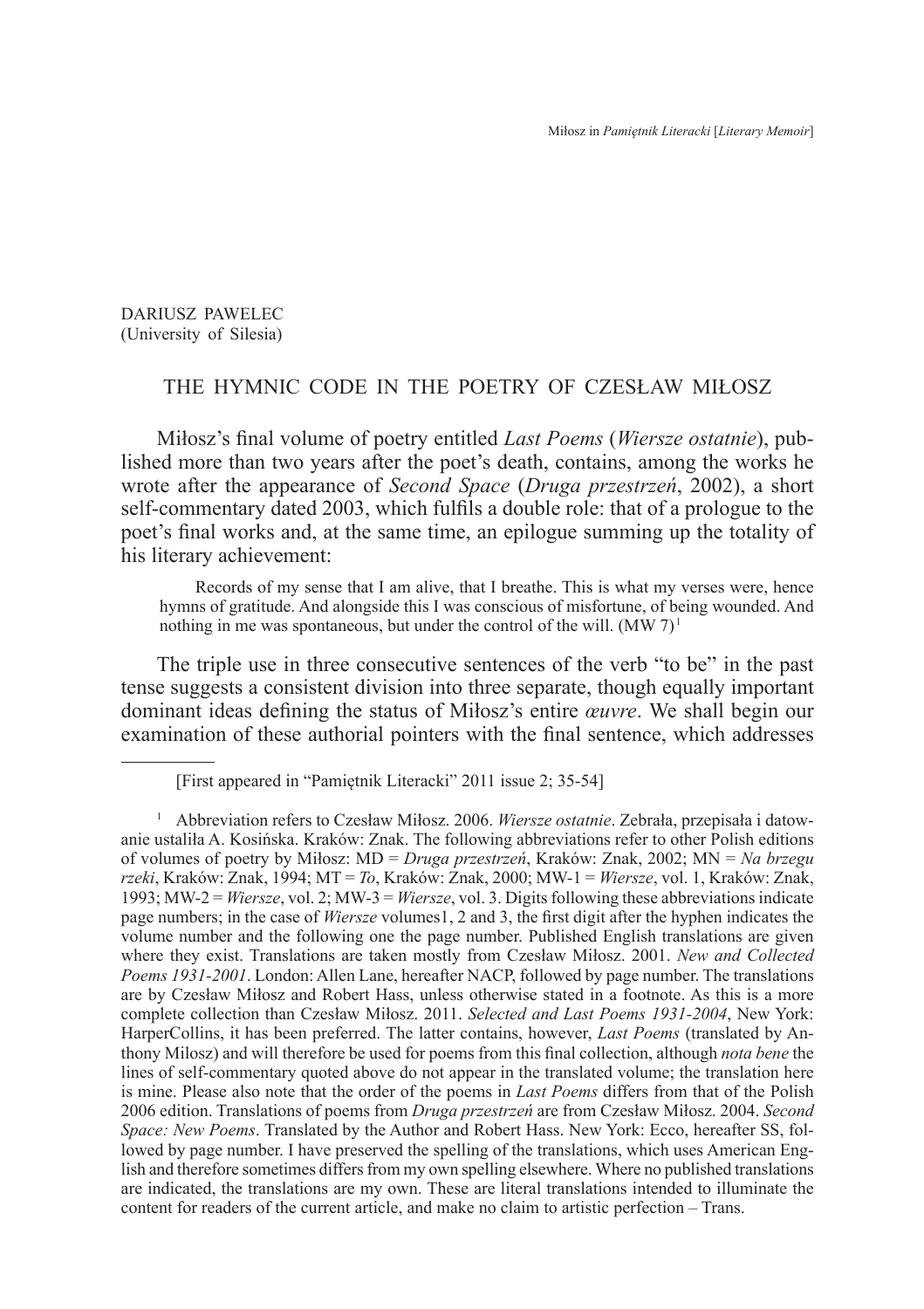DARIUSZ PAWELEC
(University of Silesia)

# THE HYMNIC CODE IN THE POETRY OF CZESŁAW MIŁOSZ

Miłosz's final volume of poetry entitled *Last Poems* (*Wiersze ostatnie*), published more than two years after the poet's death, contains, among the works he wrote after the appearance of *Second Space* (*Druga przestrzeń*, 2002), a short self-commentary dated 2003, which fulfils a double role: that of a prologue to the poet's final works and, at the same time, an epilogue summing up the totality of his literary achievement:

> Records of my sense that I am alive, that I breathe. This is what my verses were, hence hymns of gratitude. And alongside this I was conscious of misfortune, of being wounded. And nothing in me was spontaneous, but under the control of the will. (MW 7)[1]

The triple use in three consecutive sentences of the verb "to be" in the past tense suggests a consistent division into three separate, though equally important dominant ideas defining the status of Miłosz's entire *œuvre*. We shall begin our examination of these authorial pointers with the final sentence, which addresses

[First appeared in "Pamiętnik Literacki" 2011 issue 2; 35-54]

[1] Abbreviation refers to Czesław Miłosz. 2006. *Wiersze ostatnie*. Zebrała, przepisała i datowanie ustaliła A. Kosińska. Kraków: Znak. The following abbreviations refer to other Polish editions of volumes of poetry by Miłosz: MD = *Druga przestrzeń*, Kraków: Znak, 2002; MN = *Na brzegu rzeki*, Kraków: Znak, 1994; MT = *To*, Kraków: Znak, 2000; MW-1 = *Wiersze*, vol. 1, Kraków: Znak, 1993; MW-2 = *Wiersze*, vol. 2; MW-3 = *Wiersze*, vol. 3. Digits following these abbreviations indicate page numbers; in the case of *Wiersze* volumes1, 2 and 3, the first digit after the hyphen indicates the volume number and the following one the page number. Published English translations are given where they exist. Translations are taken mostly from Czesław Miłosz. 2001. *New and Collected Poems 1931-2001*. London: Allen Lane, hereafter NACP, followed by page number. The translations are by Czesław Miłosz and Robert Hass, unless otherwise stated in a footnote. As this is a more complete collection than Czesław Miłosz. 2011. *Selected and Last Poems 1931-2004*, New York: HarperCollins, it has been preferred. The latter contains, however, *Last Poems* (translated by Anthony Milosz) and will therefore be used for poems from this final collection, although *nota bene* the lines of self-commentary quoted above do not appear in the translated volume; the translation here is mine. Please also note that the order of the poems in *Last Poems* differs from that of the Polish 2006 edition. Translations of poems from *Druga przestrzeń* are from Czesław Miłosz. 2004. *Second Space: New Poems*. Translated by the Author and Robert Hass. New York: Ecco, hereafter SS, followed by page number. I have preserved the spelling of the translations, which uses American English and therefore sometimes differs from my own spelling elsewhere. Where no published translations are indicated, the translations are my own. These are literal translations intended to illuminate the content for readers of the current article, and make no claim to artistic perfection – Trans.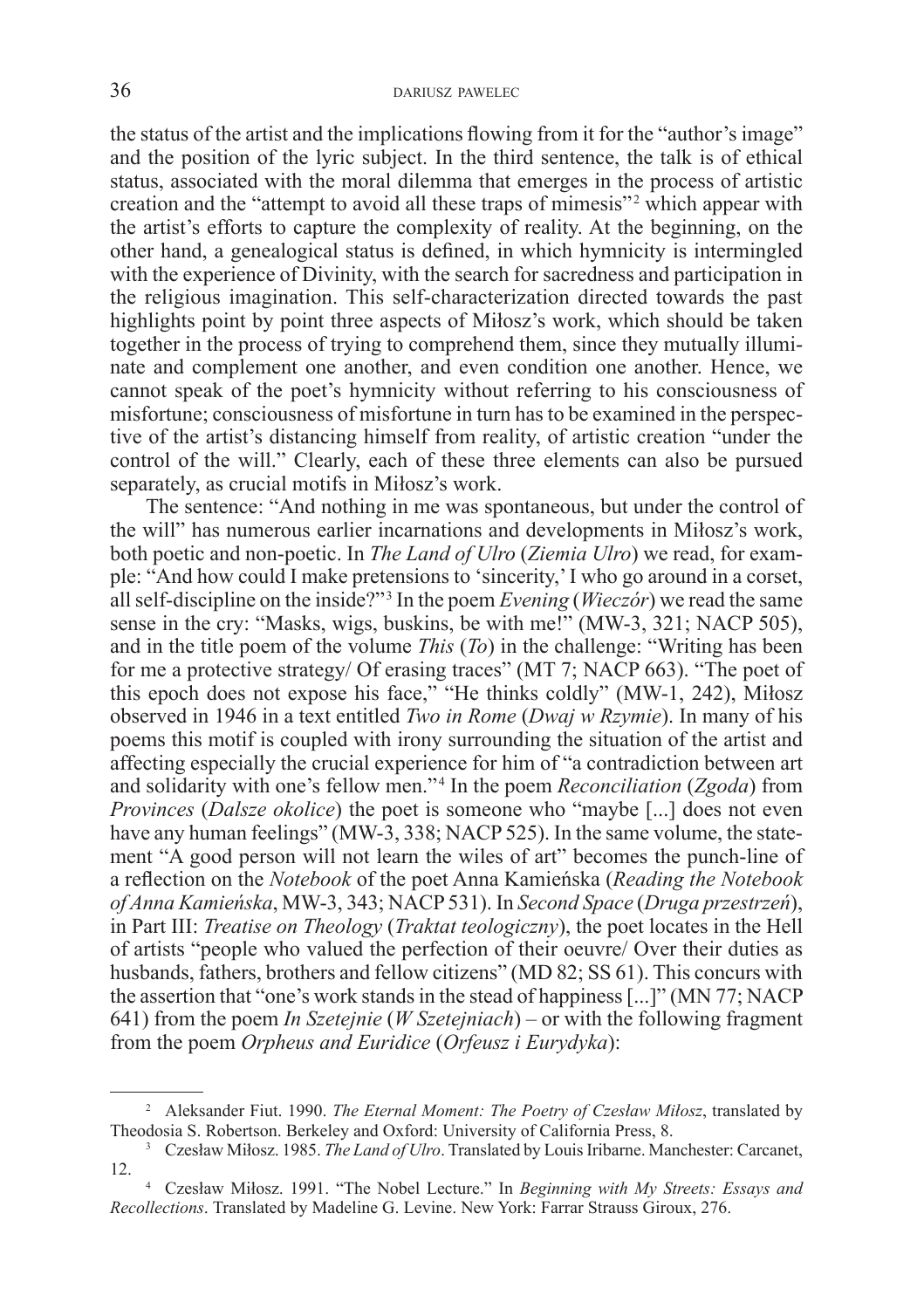the status of the artist and the implications flowing from it for the "author's image" and the position of the lyric subject. In the third sentence, the talk is of ethical status, associated with the moral dilemma that emerges in the process of artistic creation and the "attempt to avoid all these traps of mimesis"[2] which appear with the artist's efforts to capture the complexity of reality. At the beginning, on the other hand, a genealogical status is defined, in which hymnicity is intermingled with the experience of Divinity, with the search for sacredness and participation in the religious imagination. This self-characterization directed towards the past highlights point by point three aspects of Miłosz's work, which should be taken together in the process of trying to comprehend them, since they mutually illuminate and complement one another, and even condition one another. Hence, we cannot speak of the poet's hymnicity without referring to his consciousness of misfortune; consciousness of misfortune in turn has to be examined in the perspective of the artist's distancing himself from reality, of artistic creation "under the control of the will." Clearly, each of these three elements can also be pursued separately, as crucial motifs in Miłosz's work.

The sentence: "And nothing in me was spontaneous, but under the control of the will" has numerous earlier incarnations and developments in Miłosz's work, both poetic and non-poetic. In *The Land of Ulro* (*Ziemia Ulro*) we read, for example: "And how could I make pretensions to 'sincerity,' I who go around in a corset, all self-discipline on the inside?"[3] In the poem *Evening* (*Wieczór*) we read the same sense in the cry: "Masks, wigs, buskins, be with me!" (MW-3, 321; NACP 505), and in the title poem of the volume *This* (*To*) in the challenge: "Writing has been for me a protective strategy/ Of erasing traces" (MT 7; NACP 663). "The poet of this epoch does not expose his face," "He thinks coldly" (MW-1, 242), Miłosz observed in 1946 in a text entitled *Two in Rome* (*Dwaj w Rzymie*). In many of his poems this motif is coupled with irony surrounding the situation of the artist and affecting especially the crucial experience for him of "a contradiction between art and solidarity with one's fellow men."[4] In the poem *Reconciliation* (*Zgoda*) from *Provinces* (*Dalsze okolice*) the poet is someone who "maybe [...] does not even have any human feelings" (MW-3, 338; NACP 525). In the same volume, the statement "A good person will not learn the wiles of art" becomes the punch-line of a reflection on the *Notebook* of the poet Anna Kamieńska (*Reading the Notebook of Anna Kamieńska*, MW-3, 343; NACP 531). In *Second Space* (*Druga przestrzeń*), in Part III: *Treatise on Theology* (*Traktat teologiczny*), the poet locates in the Hell of artists "people who valued the perfection of their oeuvre/ Over their duties as husbands, fathers, brothers and fellow citizens" (MD 82; SS 61). This concurs with the assertion that "one's work stands in the stead of happiness [...]" (MN 77; NACP 641) from the poem *In Szetejnie* (*W Szetejniach*) – or with the following fragment from the poem *Orpheus and Euridice* (*Orfeusz i Eurydyka*):

---

[2] Aleksander Fiut. 1990. *The Eternal Moment: The Poetry of Czesław Miłosz*, translated by Theodosia S. Robertson. Berkeley and Oxford: University of California Press, 8.

[3] Czesław Miłosz. 1985. *The Land of Ulro*. Translated by Louis Iribarne. Manchester: Carcanet, 12.

[4] Czesław Miłosz. 1991. "The Nobel Lecture." In *Beginning with My Streets: Essays and Recollections*. Translated by Madeline G. Levine. New York: Farrar Strauss Giroux, 276.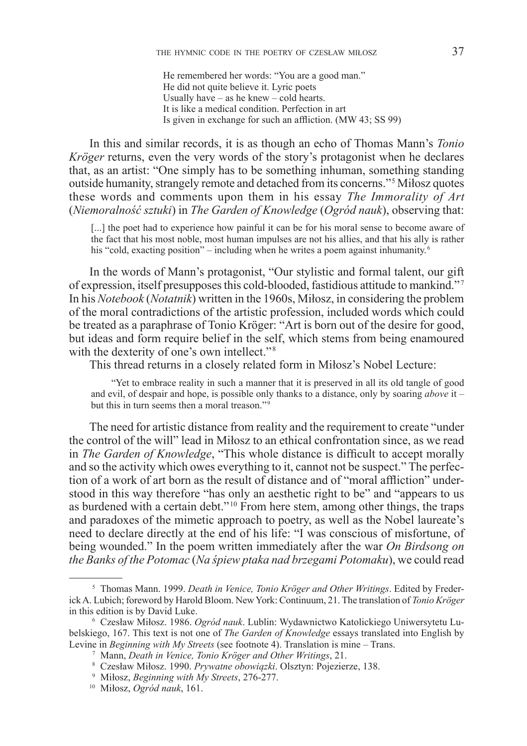> He remembered her words: "You are a good man."
> He did not quite believe it. Lyric poets
> Usually have – as he knew – cold hearts.
> It is like a medical condition. Perfection in art
> Is given in exchange for such an affliction. (MW 43; SS 99)

In this and similar records, it is as though an echo of Thomas Mann's *Tonio Kröger* returns, even the very words of the story's protagonist when he declares that, as an artist: "One simply has to be something inhuman, something standing outside humanity, strangely remote and detached from its concerns."[5] Miłosz quotes these words and comments upon them in his essay *The Immorality of Art* (*Niemoralność sztuki*) in *The Garden of Knowledge* (*Ogród nauk*), observing that:

> [...] the poet had to experience how painful it can be for his moral sense to become aware of the fact that his most noble, most human impulses are not his allies, and that his ally is rather his "cold, exacting position" – including when he writes a poem against inhumanity.[6]

In the words of Mann's protagonist, "Our stylistic and formal talent, our gift of expression, itself presupposes this cold-blooded, fastidious attitude to mankind."[7] In his *Notebook* (*Notatnik*) written in the 1960s, Miłosz, in considering the problem of the moral contradictions of the artistic profession, included words which could be treated as a paraphrase of Tonio Kröger: "Art is born out of the desire for good, but ideas and form require belief in the self, which stems from being enamoured with the dexterity of one's own intellect."[8]

This thread returns in a closely related form in Miłosz's Nobel Lecture:

> "Yet to embrace reality in such a manner that it is preserved in all its old tangle of good and evil, of despair and hope, is possible only thanks to a distance, only by soaring *above* it – but this in turn seems then a moral treason."[9]

The need for artistic distance from reality and the requirement to create "under the control of the will" lead in Miłosz to an ethical confrontation since, as we read in *The Garden of Knowledge*, "This whole distance is difficult to accept morally and so the activity which owes everything to it, cannot not be suspect." The perfection of a work of art born as the result of distance and of "moral affliction" understood in this way therefore "has only an aesthetic right to be" and "appears to us as burdened with a certain debt."[10] From here stem, among other things, the traps and paradoxes of the mimetic approach to poetry, as well as the Nobel laureate's need to declare directly at the end of his life: "I was conscious of misfortune, of being wounded." In the poem written immediately after the war *On Birdsong on the Banks of the Potomac* (*Na śpiew ptaka nad brzegami Potomaku*), we could read

---

[5] Thomas Mann. 1999. *Death in Venice, Tonio Kröger and Other Writings*. Edited by Frederick A. Lubich; foreword by Harold Bloom. New York: Continuum, 21. The translation of *Tonio Kröger* in this edition is by David Luke.

[6] Czesław Miłosz. 1986. *Ogród nauk*. Lublin: Wydawnictwo Katolickiego Uniwersytetu Lubelskiego, 167. This text is not one of *The Garden of Knowledge* essays translated into English by Levine in *Beginning with My Streets* (see footnote 4). Translation is mine – Trans.

[7] Mann, *Death in Venice, Tonio Kröger and Other Writings*, 21.

[8] Czesław Miłosz. 1990. *Prywatne obowiązki*. Olsztyn: Pojezierze, 138.

[9] Miłosz, *Beginning with My Streets*, 276-277.

[10] Miłosz, *Ogród nauk*, 161.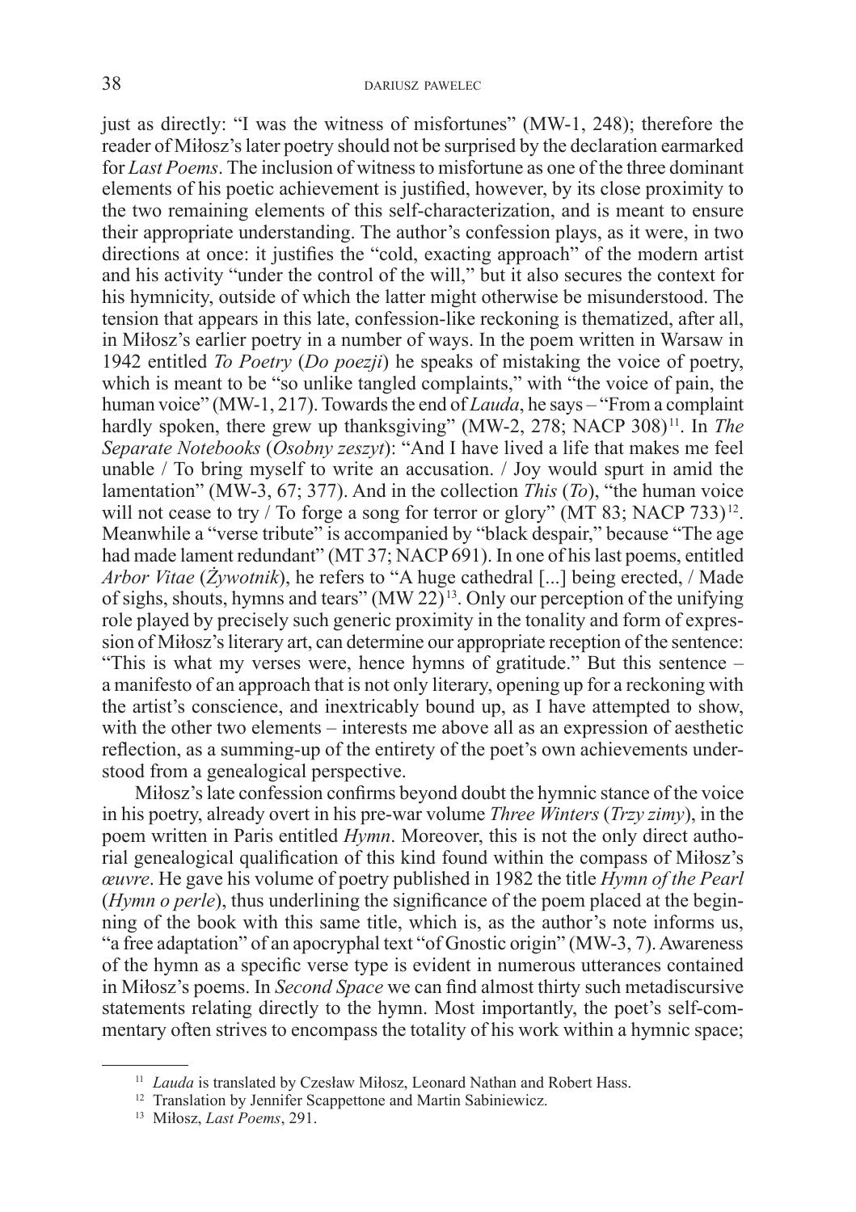just as directly: "I was the witness of misfortunes" (MW-1, 248); therefore the reader of Miłosz's later poetry should not be surprised by the declaration earmarked for *Last Poems*. The inclusion of witness to misfortune as one of the three dominant elements of his poetic achievement is justified, however, by its close proximity to the two remaining elements of this self-characterization, and is meant to ensure their appropriate understanding. The author's confession plays, as it were, in two directions at once: it justifies the "cold, exacting approach" of the modern artist and his activity "under the control of the will," but it also secures the context for his hymnicity, outside of which the latter might otherwise be misunderstood. The tension that appears in this late, confession-like reckoning is thematized, after all, in Miłosz's earlier poetry in a number of ways. In the poem written in Warsaw in 1942 entitled *To Poetry* (*Do poezji*) he speaks of mistaking the voice of poetry, which is meant to be "so unlike tangled complaints," with "the voice of pain, the human voice" (MW-1, 217). Towards the end of *Lauda*, he says – "From a complaint hardly spoken, there grew up thanksgiving" (MW-2, 278; NACP 308)[11]. In *The Separate Notebooks* (*Osobny zeszyt*): "And I have lived a life that makes me feel unable / To bring myself to write an accusation. / Joy would spurt in amid the lamentation" (MW-3, 67; 377). And in the collection *This* (*To*), "the human voice will not cease to try / To forge a song for terror or glory" (MT 83; NACP 733)[12]. Meanwhile a "verse tribute" is accompanied by "black despair," because "The age had made lament redundant" (MT 37; NACP 691). In one of his last poems, entitled *Arbor Vitae* (*Żywotnik*), he refers to "A huge cathedral [...] being erected, / Made of sighs, shouts, hymns and tears" (MW 22)[13]. Only our perception of the unifying role played by precisely such generic proximity in the tonality and form of expression of Miłosz's literary art, can determine our appropriate reception of the sentence: "This is what my verses were, hence hymns of gratitude." But this sentence – a manifesto of an approach that is not only literary, opening up for a reckoning with the artist's conscience, and inextricably bound up, as I have attempted to show, with the other two elements – interests me above all as an expression of aesthetic reflection, as a summing-up of the entirety of the poet's own achievements understood from a genealogical perspective.

Miłosz's late confession confirms beyond doubt the hymnic stance of the voice in his poetry, already overt in his pre-war volume *Three Winters* (*Trzy zimy*), in the poem written in Paris entitled *Hymn*. Moreover, this is not the only direct authorial genealogical qualification of this kind found within the compass of Miłosz's *œuvre*. He gave his volume of poetry published in 1982 the title *Hymn of the Pearl* (*Hymn o perle*), thus underlining the significance of the poem placed at the beginning of the book with this same title, which is, as the author's note informs us, "a free adaptation" of an apocryphal text "of Gnostic origin" (MW-3, 7). Awareness of the hymn as a specific verse type is evident in numerous utterances contained in Miłosz's poems. In *Second Space* we can find almost thirty such metadiscursive statements relating directly to the hymn. Most importantly, the poet's self-commentary often strives to encompass the totality of his work within a hymnic space;

[11] *Lauda* is translated by Czesław Miłosz, Leonard Nathan and Robert Hass.

[12] Translation by Jennifer Scappettone and Martin Sabiniewicz.

[13] Miłosz, *Last Poems*, 291.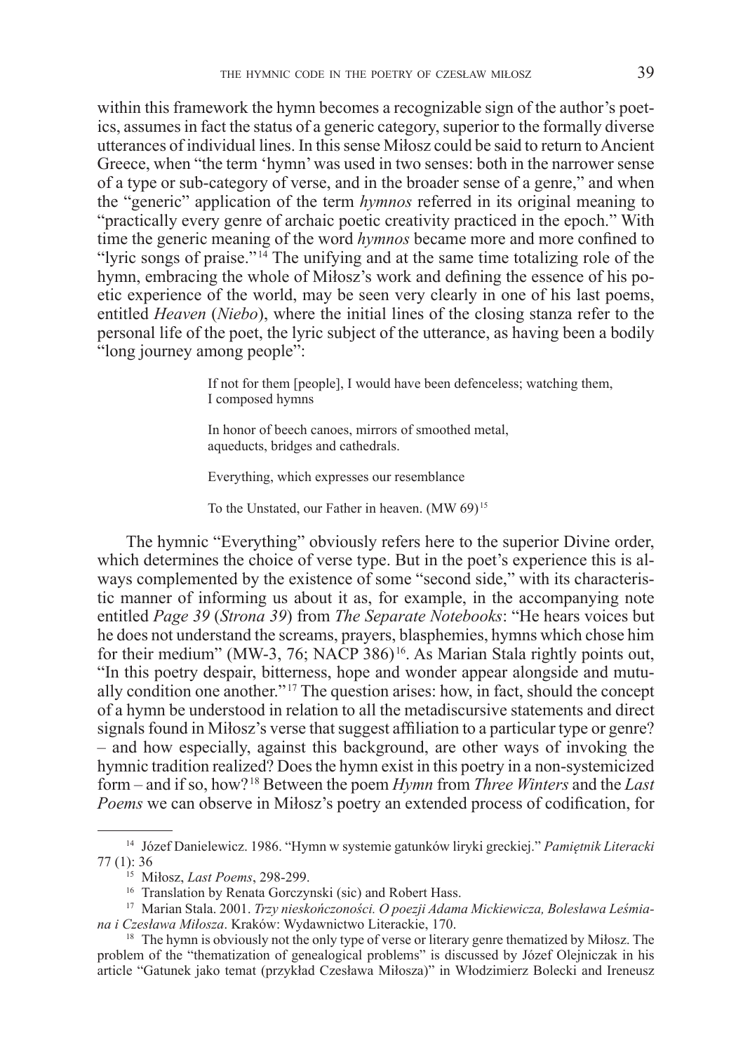within this framework the hymn becomes a recognizable sign of the author's poetics, assumes in fact the status of a generic category, superior to the formally diverse utterances of individual lines. In this sense Miłosz could be said to return to Ancient Greece, when "the term 'hymn' was used in two senses: both in the narrower sense of a type or sub-category of verse, and in the broader sense of a genre," and when the "generic" application of the term *hymnos* referred in its original meaning to "practically every genre of archaic poetic creativity practiced in the epoch." With time the generic meaning of the word *hymnos* became more and more confined to "lyric songs of praise."[14] The unifying and at the same time totalizing role of the hymn, embracing the whole of Miłosz's work and defining the essence of his poetic experience of the world, may be seen very clearly in one of his last poems, entitled *Heaven* (*Niebo*), where the initial lines of the closing stanza refer to the personal life of the poet, the lyric subject of the utterance, as having been a bodily "long journey among people":

> If not for them [people], I would have been defenceless; watching them,
> I composed hymns
>
> In honor of beech canoes, mirrors of smoothed metal,
> aqueducts, bridges and cathedrals.
>
> Everything, which expresses our resemblance
>
> To the Unstated, our Father in heaven. (MW 69)[15]

The hymnic "Everything" obviously refers here to the superior Divine order, which determines the choice of verse type. But in the poet's experience this is always complemented by the existence of some "second side," with its characteristic manner of informing us about it as, for example, in the accompanying note entitled *Page 39* (*Strona 39*) from *The Separate Notebooks*: "He hears voices but he does not understand the screams, prayers, blasphemies, hymns which chose him for their medium" (MW-3, 76; NACP 386)[16]. As Marian Stala rightly points out, "In this poetry despair, bitterness, hope and wonder appear alongside and mutually condition one another."[17] The question arises: how, in fact, should the concept of a hymn be understood in relation to all the metadiscursive statements and direct signals found in Miłosz's verse that suggest affiliation to a particular type or genre? – and how especially, against this background, are other ways of invoking the hymnic tradition realized? Does the hymn exist in this poetry in a non-systemicized form – and if so, how?[18] Between the poem *Hymn* from *Three Winters* and the *Last Poems* we can observe in Miłosz's poetry an extended process of codification, for

---

[14] Józef Danielewicz. 1986. "Hymn w systemie gatunków liryki greckiej." *Pamiętnik Literacki* 77 (1): 36

[15] Miłosz, *Last Poems*, 298-299.

[16] Translation by Renata Gorczynski (sic) and Robert Hass.

[17] Marian Stala. 2001. *Trzy nieskończoności. O poezji Adama Mickiewicza, Bolesława Leśmiana i Czesława Miłosza*. Kraków: Wydawnictwo Literackie, 170.

[18] The hymn is obviously not the only type of verse or literary genre thematized by Miłosz. The problem of the "thematization of genealogical problems" is discussed by Józef Olejniczak in his article "Gatunek jako temat (przykład Czesława Miłosza)" in Włodzimierz Bolecki and Ireneusz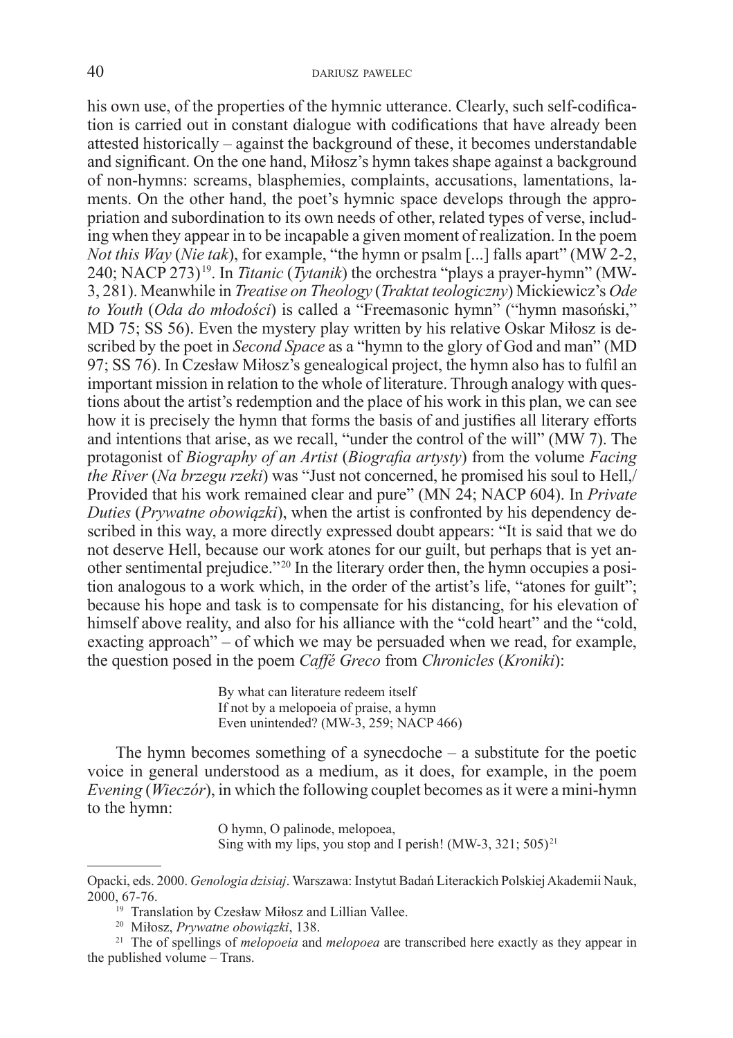his own use, of the properties of the hymnic utterance. Clearly, such self-codification is carried out in constant dialogue with codifications that have already been attested historically – against the background of these, it becomes understandable and significant. On the one hand, Miłosz's hymn takes shape against a background of non-hymns: screams, blasphemies, complaints, accusations, lamentations, laments. On the other hand, the poet's hymnic space develops through the appropriation and subordination to its own needs of other, related types of verse, including when they appear in to be incapable a given moment of realization. In the poem *Not this Way* (*Nie tak*), for example, "the hymn or psalm [...] falls apart" (MW 2-2, 240; NACP 273)[19]. In *Titanic* (*Tytanik*) the orchestra "plays a prayer-hymn" (MW-3, 281). Meanwhile in *Treatise on Theology* (*Traktat teologiczny*) Mickiewicz's *Ode to Youth* (*Oda do młodości*) is called a "Freemasonic hymn" ("hymn masoński," MD 75; SS 56). Even the mystery play written by his relative Oskar Miłosz is described by the poet in *Second Space* as a "hymn to the glory of God and man" (MD 97; SS 76). In Czesław Miłosz's genealogical project, the hymn also has to fulfil an important mission in relation to the whole of literature. Through analogy with questions about the artist's redemption and the place of his work in this plan, we can see how it is precisely the hymn that forms the basis of and justifies all literary efforts and intentions that arise, as we recall, "under the control of the will" (MW 7). The protagonist of *Biography of an Artist* (*Biografia artysty*) from the volume *Facing the River* (*Na brzegu rzeki*) was "Just not concerned, he promised his soul to Hell,/ Provided that his work remained clear and pure" (MN 24; NACP 604). In *Private Duties* (*Prywatne obowiązki*), when the artist is confronted by his dependency described in this way, a more directly expressed doubt appears: "It is said that we do not deserve Hell, because our work atones for our guilt, but perhaps that is yet another sentimental prejudice."[20] In the literary order then, the hymn occupies a position analogous to a work which, in the order of the artist's life, "atones for guilt"; because his hope and task is to compensate for his distancing, for his elevation of himself above reality, and also for his alliance with the "cold heart" and the "cold, exacting approach" – of which we may be persuaded when we read, for example, the question posed in the poem *Caffé Greco* from *Chronicles* (*Kroniki*):

> By what can literature redeem itself
> If not by a melopoeia of praise, a hymn
> Even unintended? (MW-3, 259; NACP 466)

The hymn becomes something of a synecdoche – a substitute for the poetic voice in general understood as a medium, as it does, for example, in the poem *Evening* (*Wieczór*), in which the following couplet becomes as it were a mini-hymn to the hymn:

> O hymn, O palinode, melopoea,
> Sing with my lips, you stop and I perish! (MW-3, 321; 505)[21]

---

Opacki, eds. 2000. *Genologia dzisiaj*. Warszawa: Instytut Badań Literackich Polskiej Akademii Nauk, 2000, 67-76.

[19] Translation by Czesław Miłosz and Lillian Vallee.

[20] Miłosz, *Prywatne obowiązki*, 138.

[21] The of spellings of *melopoeia* and *melopoea* are transcribed here exactly as they appear in the published volume – Trans.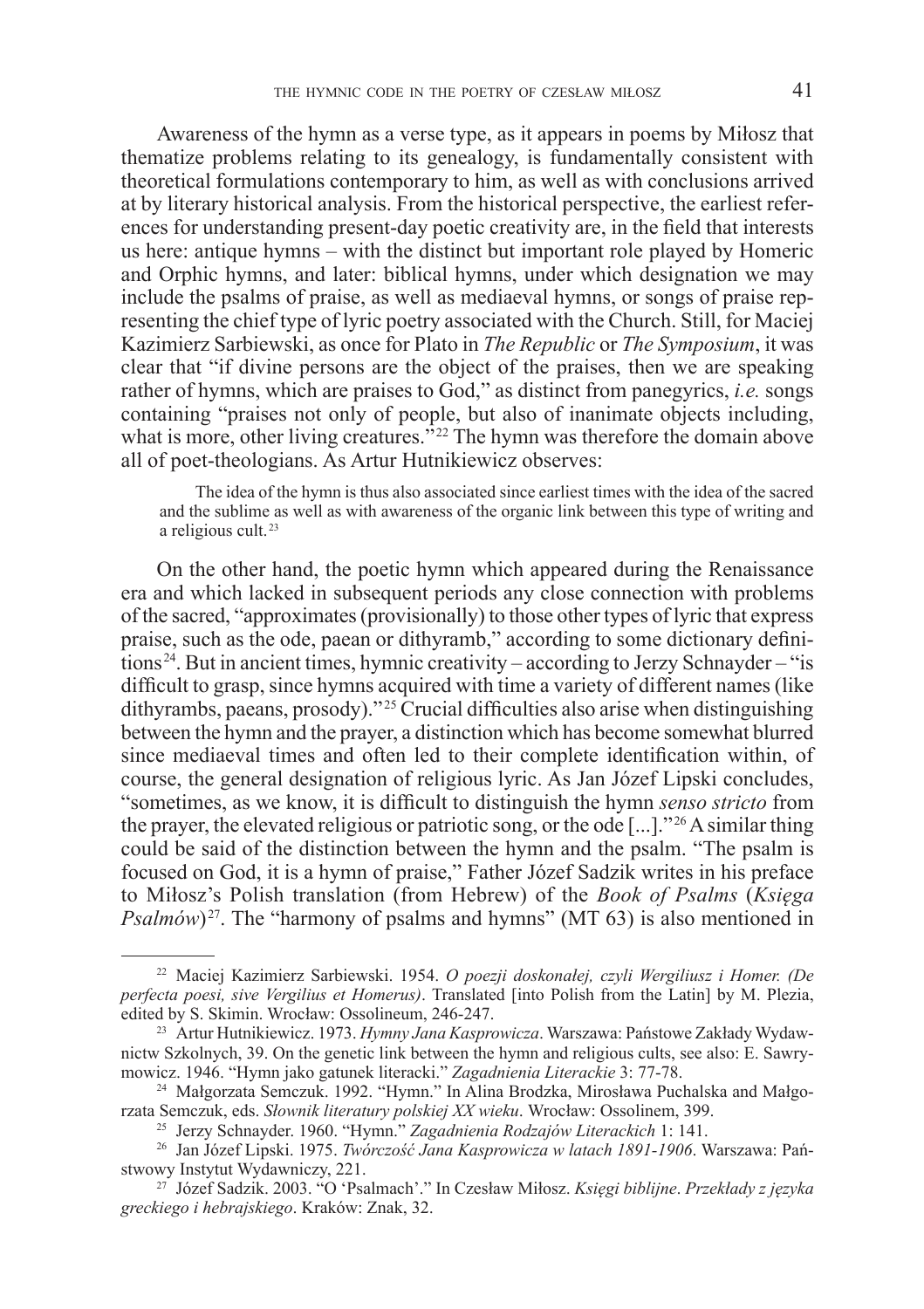Awareness of the hymn as a verse type, as it appears in poems by Miłosz that thematize problems relating to its genealogy, is fundamentally consistent with theoretical formulations contemporary to him, as well as with conclusions arrived at by literary historical analysis. From the historical perspective, the earliest references for understanding present-day poetic creativity are, in the field that interests us here: antique hymns – with the distinct but important role played by Homeric and Orphic hymns, and later: biblical hymns, under which designation we may include the psalms of praise, as well as mediaeval hymns, or songs of praise representing the chief type of lyric poetry associated with the Church. Still, for Maciej Kazimierz Sarbiewski, as once for Plato in *The Republic* or *The Symposium*, it was clear that "if divine persons are the object of the praises, then we are speaking rather of hymns, which are praises to God," as distinct from panegyrics, *i.e.* songs containing "praises not only of people, but also of inanimate objects including, what is more, other living creatures."[22] The hymn was therefore the domain above all of poet-theologians. As Artur Hutnikiewicz observes:

> The idea of the hymn is thus also associated since earliest times with the idea of the sacred and the sublime as well as with awareness of the organic link between this type of writing and a religious cult.[23]

On the other hand, the poetic hymn which appeared during the Renaissance era and which lacked in subsequent periods any close connection with problems of the sacred, "approximates (provisionally) to those other types of lyric that express praise, such as the ode, paean or dithyramb," according to some dictionary definitions[24]. But in ancient times, hymnic creativity – according to Jerzy Schnayder – "is difficult to grasp, since hymns acquired with time a variety of different names (like dithyrambs, paeans, prosody)."[25] Crucial difficulties also arise when distinguishing between the hymn and the prayer, a distinction which has become somewhat blurred since mediaeval times and often led to their complete identification within, of course, the general designation of religious lyric. As Jan Józef Lipski concludes, "sometimes, as we know, it is difficult to distinguish the hymn *senso stricto* from the prayer, the elevated religious or patriotic song, or the ode [...]."[26] A similar thing could be said of the distinction between the hymn and the psalm. "The psalm is focused on God, it is a hymn of praise," Father Józef Sadzik writes in his preface to Miłosz's Polish translation (from Hebrew) of the *Book of Psalms* (*Księga Psalmów*)[27]. The "harmony of psalms and hymns" (MT 63) is also mentioned in

---

[22] Maciej Kazimierz Sarbiewski. 1954. *O poezji doskonałej, czyli Wergiliusz i Homer. (De perfecta poesi, sive Vergilius et Homerus)*. Translated [into Polish from the Latin] by M. Plezia, edited by S. Skimin. Wrocław: Ossolineum, 246-247.

[23] Artur Hutnikiewicz. 1973. *Hymny Jana Kasprowicza*. Warszawa: Państwowe Zakłady Wydawnictw Szkolnych, 39. On the genetic link between the hymn and religious cults, see also: E. Sawrymowicz. 1946. "Hymn jako gatunek literacki." *Zagadnienia Literackie* 3: 77-78.

[24] Małgorzata Semczuk. 1992. "Hymn." In Alina Brodzka, Mirosława Puchalska and Małgorzata Semczuk, eds. *Słownik literatury polskiej XX wieku*. Wrocław: Ossolinem, 399.

[25] Jerzy Schnayder. 1960. "Hymn." *Zagadnienia Rodzajów Literackich* 1: 141.

[26] Jan Józef Lipski. 1975. *Twórczość Jana Kasprowicza w latach 1891-1906*. Warszawa: Państwowy Instytut Wydawniczy, 221.

[27] Józef Sadzik. 2003. "O 'Psalmach'." In Czesław Miłosz. *Księgi biblijne*. *Przekłady z języka greckiego i hebrajskiego*. Kraków: Znak, 32.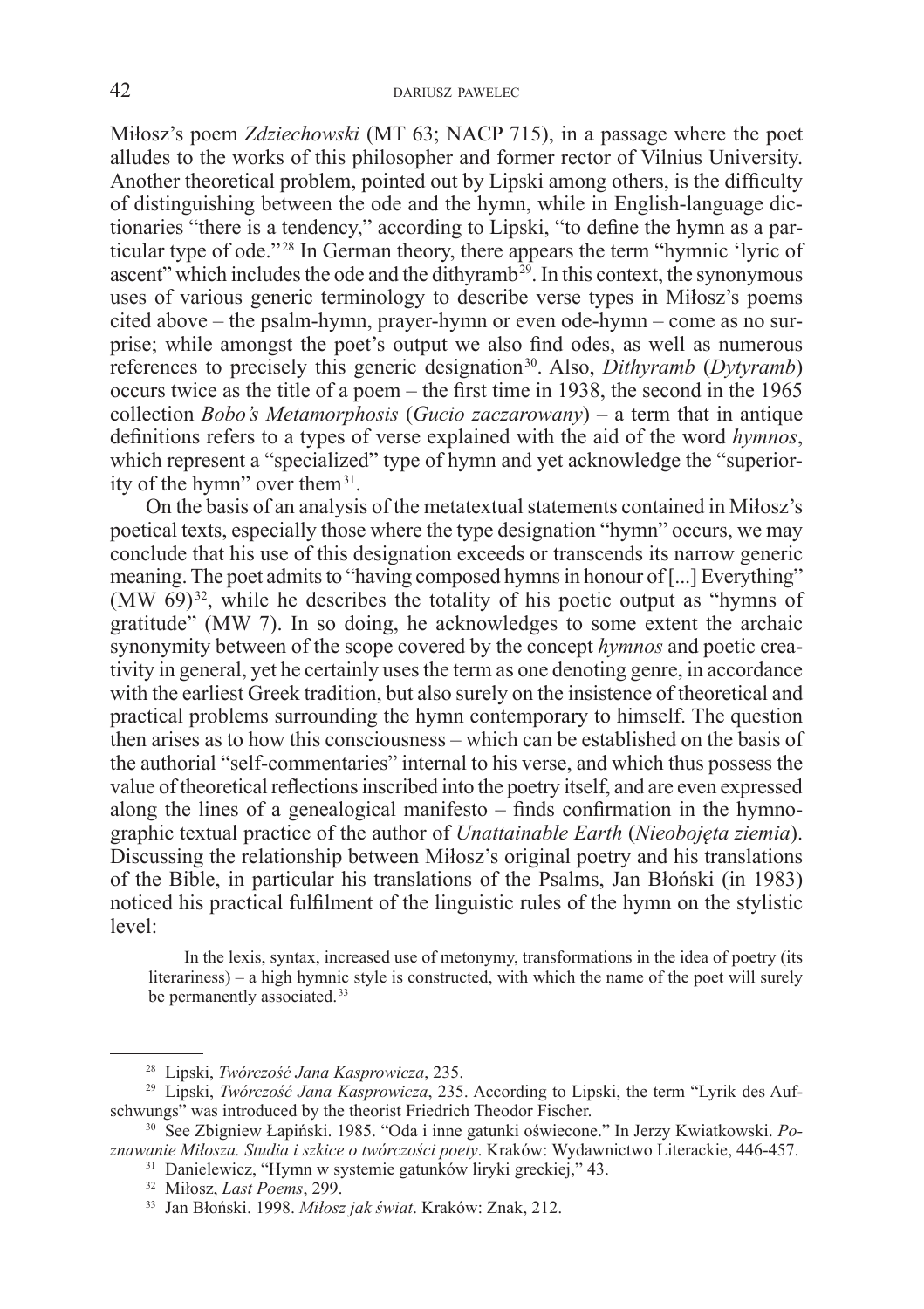Miłosz's poem *Zdziechowski* (MT 63; NACP 715), in a passage where the poet alludes to the works of this philosopher and former rector of Vilnius University. Another theoretical problem, pointed out by Lipski among others, is the difficulty of distinguishing between the ode and the hymn, while in English-language dictionaries "there is a tendency," according to Lipski, "to define the hymn as a particular type of ode."[28] In German theory, there appears the term "hymnic 'lyric of ascent" which includes the ode and the dithyramb[29]. In this context, the synonymous uses of various generic terminology to describe verse types in Miłosz's poems cited above – the psalm-hymn, prayer-hymn or even ode-hymn – come as no surprise; while amongst the poet's output we also find odes, as well as numerous references to precisely this generic designation[30]. Also, *Dithyramb* (*Dytyramb*) occurs twice as the title of a poem – the first time in 1938, the second in the 1965 collection *Bobo's Metamorphosis* (*Gucio zaczarowany*) – a term that in antique definitions refers to a types of verse explained with the aid of the word *hymnos*, which represent a "specialized" type of hymn and yet acknowledge the "superiority of the hymn" over them[31].

On the basis of an analysis of the metatextual statements contained in Miłosz's poetical texts, especially those where the type designation "hymn" occurs, we may conclude that his use of this designation exceeds or transcends its narrow generic meaning. The poet admits to "having composed hymns in honour of [...] Everything" (MW 69)[32], while he describes the totality of his poetic output as "hymns of gratitude" (MW 7). In so doing, he acknowledges to some extent the archaic synonymity between of the scope covered by the concept *hymnos* and poetic creativity in general, yet he certainly uses the term as one denoting genre, in accordance with the earliest Greek tradition, but also surely on the insistence of theoretical and practical problems surrounding the hymn contemporary to himself. The question then arises as to how this consciousness – which can be established on the basis of the authorial "self-commentaries" internal to his verse, and which thus possess the value of theoretical reflections inscribed into the poetry itself, and are even expressed along the lines of a genealogical manifesto – finds confirmation in the hymnographic textual practice of the author of *Unattainable Earth* (*Nieobojęta ziemia*). Discussing the relationship between Miłosz's original poetry and his translations of the Bible, in particular his translations of the Psalms, Jan Błoński (in 1983) noticed his practical fulfilment of the linguistic rules of the hymn on the stylistic level:

> In the lexis, syntax, increased use of metonymy, transformations in the idea of poetry (its literariness) – a high hymnic style is constructed, with which the name of the poet will surely be permanently associated.[33]

---

[28] Lipski, *Twórczość Jana Kasprowicza*, 235.

[29] Lipski, *Twórczość Jana Kasprowicza*, 235. According to Lipski, the term "Lyrik des Aufschwungs" was introduced by the theorist Friedrich Theodor Fischer.

[30] See Zbigniew Łapiński. 1985. "Oda i inne gatunki oświecone." In Jerzy Kwiatkowski. *Poznawanie Miłosza. Studia i szkice o twórczości poety*. Kraków: Wydawnictwo Literackie, 446-457.

[31] Danielewicz, "Hymn w systemie gatunków liryki greckiej," 43.

[32] Miłosz, *Last Poems*, 299.

[33] Jan Błoński. 1998. *Miłosz jak świat*. Kraków: Znak, 212.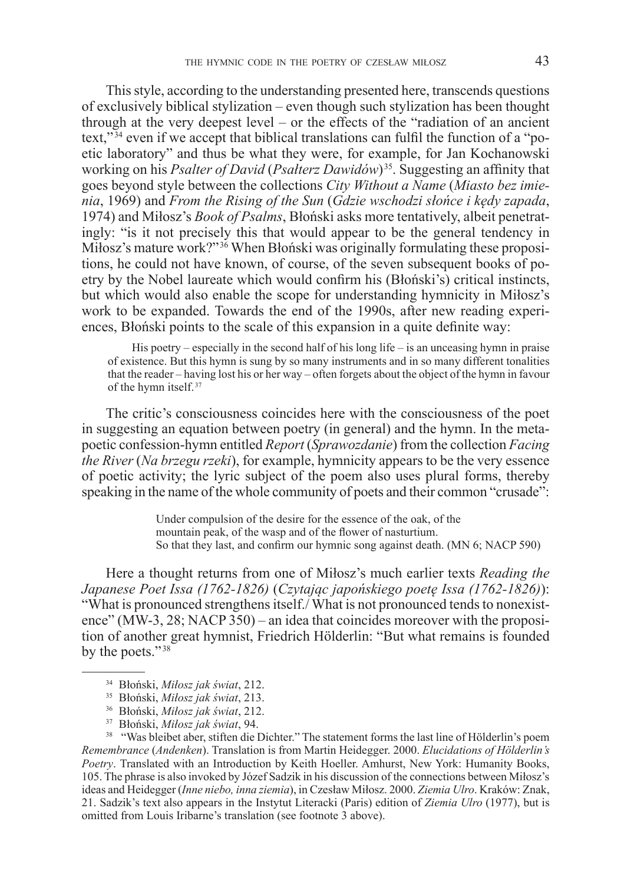This style, according to the understanding presented here, transcends questions of exclusively biblical stylization – even though such stylization has been thought through at the very deepest level – or the effects of the "radiation of an ancient text,"[34] even if we accept that biblical translations can fulfil the function of a "poetic laboratory" and thus be what they were, for example, for Jan Kochanowski working on his *Psalter of David* (*Psałterz Dawidów*)[35]. Suggesting an affinity that goes beyond style between the collections *City Without a Name* (*Miasto bez imienia*, 1969) and *From the Rising of the Sun* (*Gdzie wschodzi słońce i kędy zapada*, 1974) and Miłosz's *Book of Psalms*, Błoński asks more tentatively, albeit penetratingly: "is it not precisely this that would appear to be the general tendency in Miłosz's mature work?"[36] When Błoński was originally formulating these propositions, he could not have known, of course, of the seven subsequent books of poetry by the Nobel laureate which would confirm his (Błoński's) critical instincts, but which would also enable the scope for understanding hymnicity in Miłosz's work to be expanded. Towards the end of the 1990s, after new reading experiences, Błoński points to the scale of this expansion in a quite definite way:

> His poetry – especially in the second half of his long life – is an unceasing hymn in praise of existence. But this hymn is sung by so many instruments and in so many different tonalities that the reader – having lost his or her way – often forgets about the object of the hymn in favour of the hymn itself.[37]

The critic's consciousness coincides here with the consciousness of the poet in suggesting an equation between poetry (in general) and the hymn. In the metapoetic confession-hymn entitled *Report* (*Sprawozdanie*) from the collection *Facing the River* (*Na brzegu rzeki*), for example, hymnicity appears to be the very essence of poetic activity; the lyric subject of the poem also uses plural forms, thereby speaking in the name of the whole community of poets and their common "crusade":

> Under compulsion of the desire for the essence of the oak, of the
> mountain peak, of the wasp and of the flower of nasturtium.
> So that they last, and confirm our hymnic song against death. (MN 6; NACP 590)

Here a thought returns from one of Miłosz's much earlier texts *Reading the Japanese Poet Issa (1762-1826)* (*Czytając japońskiego poetę Issa (1762-1826)*): "What is pronounced strengthens itself./ What is not pronounced tends to nonexistence" (MW-3, 28; NACP 350) – an idea that coincides moreover with the proposition of another great hymnist, Friedrich Hölderlin: "But what remains is founded by the poets."[38]

---

[34] Błoński, *Miłosz jak świat*, 212.

[35] Błoński, *Miłosz jak świat*, 213.

[36] Błoński, *Miłosz jak świat*, 212.

[37] Błoński, *Miłosz jak świat*, 94.

[38] "Was bleibet aber, stiften die Dichter." The statement forms the last line of Hölderlin's poem *Remembrance* (*Andenken*). Translation is from Martin Heidegger. 2000. *Elucidations of Hölderlin's Poetry*. Translated with an Introduction by Keith Hoeller. Amhurst, New York: Humanity Books, 105. The phrase is also invoked by Józef Sadzik in his discussion of the connections between Miłosz's ideas and Heidegger (*Inne niebo, inna ziemia*), in Czesław Miłosz. 2000. *Ziemia Ulro*. Kraków: Znak, 21. Sadzik's text also appears in the Instytut Literacki (Paris) edition of *Ziemia Ulro* (1977), but is omitted from Louis Iribarne's translation (see footnote 3 above).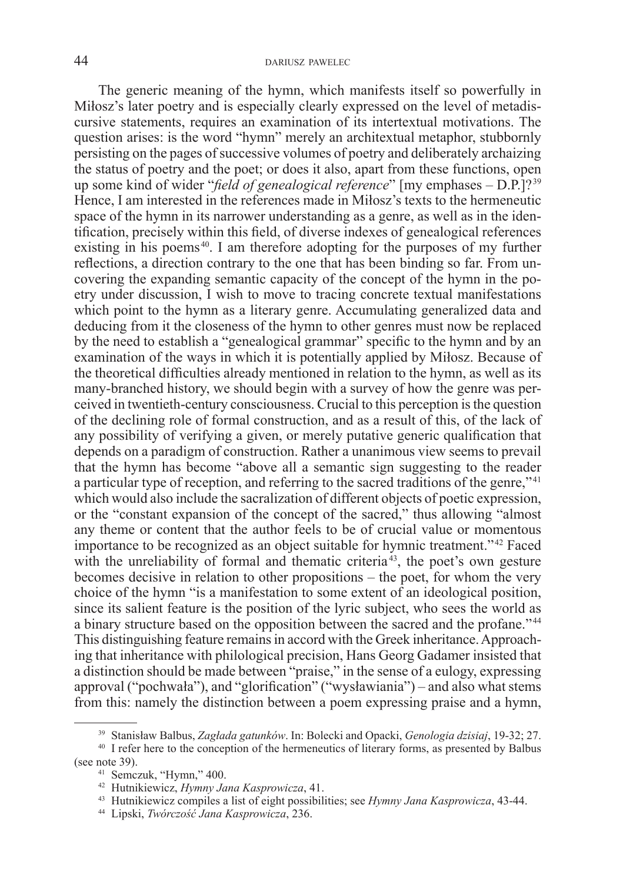The generic meaning of the hymn, which manifests itself so powerfully in Miłosz's later poetry and is especially clearly expressed on the level of metadiscursive statements, requires an examination of its intertextual motivations. The question arises: is the word "hymn" merely an architextual metaphor, stubbornly persisting on the pages of successive volumes of poetry and deliberately archaizing the status of poetry and the poet; or does it also, apart from these functions, open up some kind of wider "*field of genealogical reference*" [my emphases – D.P.]?[39] Hence, I am interested in the references made in Miłosz's texts to the hermeneutic space of the hymn in its narrower understanding as a genre, as well as in the identification, precisely within this field, of diverse indexes of genealogical references existing in his poems[40]. I am therefore adopting for the purposes of my further reflections, a direction contrary to the one that has been binding so far. From uncovering the expanding semantic capacity of the concept of the hymn in the poetry under discussion, I wish to move to tracing concrete textual manifestations which point to the hymn as a literary genre. Accumulating generalized data and deducing from it the closeness of the hymn to other genres must now be replaced by the need to establish a "genealogical grammar" specific to the hymn and by an examination of the ways in which it is potentially applied by Miłosz. Because of the theoretical difficulties already mentioned in relation to the hymn, as well as its many-branched history, we should begin with a survey of how the genre was perceived in twentieth-century consciousness. Crucial to this perception is the question of the declining role of formal construction, and as a result of this, of the lack of any possibility of verifying a given, or merely putative generic qualification that depends on a paradigm of construction. Rather a unanimous view seems to prevail that the hymn has become "above all a semantic sign suggesting to the reader a particular type of reception, and referring to the sacred traditions of the genre,"[41] which would also include the sacralization of different objects of poetic expression, or the "constant expansion of the concept of the sacred," thus allowing "almost any theme or content that the author feels to be of crucial value or momentous importance to be recognized as an object suitable for hymnic treatment."[42] Faced with the unreliability of formal and thematic criteria[43], the poet's own gesture becomes decisive in relation to other propositions – the poet, for whom the very choice of the hymn "is a manifestation to some extent of an ideological position, since its salient feature is the position of the lyric subject, who sees the world as a binary structure based on the opposition between the sacred and the profane."[44] This distinguishing feature remains in accord with the Greek inheritance. Approaching that inheritance with philological precision, Hans Georg Gadamer insisted that a distinction should be made between "praise," in the sense of a eulogy, expressing approval ("pochwała"), and "glorification" ("wysławiania") – and also what stems from this: namely the distinction between a poem expressing praise and a hymn,

---

[39] Stanisław Balbus, *Zagłada gatunków*. In: Bolecki and Opacki, *Genologia dzisiaj*, 19-32; 27.

[40] I refer here to the conception of the hermeneutics of literary forms, as presented by Balbus (see note 39).

[41] Semczuk, "Hymn," 400.

[42] Hutnikiewicz, *Hymny Jana Kasprowicza*, 41.

[43] Hutnikiewicz compiles a list of eight possibilities; see *Hymny Jana Kasprowicza*, 43-44.

[44] Lipski, *Twórczość Jana Kasprowicza*, 236.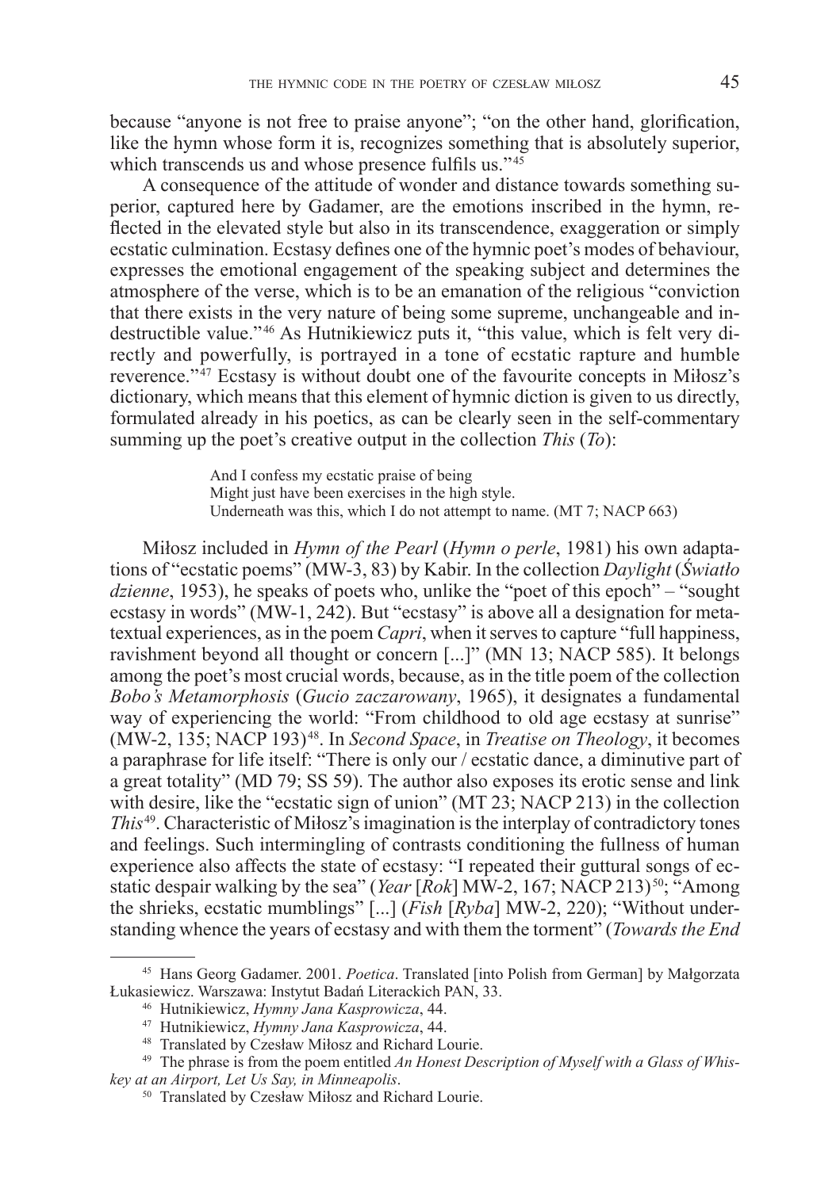because "anyone is not free to praise anyone"; "on the other hand, glorification, like the hymn whose form it is, recognizes something that is absolutely superior, which transcends us and whose presence fulfils us."[45]

A consequence of the attitude of wonder and distance towards something superior, captured here by Gadamer, are the emotions inscribed in the hymn, reflected in the elevated style but also in its transcendence, exaggeration or simply ecstatic culmination. Ecstasy defines one of the hymnic poet's modes of behaviour, expresses the emotional engagement of the speaking subject and determines the atmosphere of the verse, which is to be an emanation of the religious "conviction that there exists in the very nature of being some supreme, unchangeable and indestructible value."[46] As Hutnikiewicz puts it, "this value, which is felt very directly and powerfully, is portrayed in a tone of ecstatic rapture and humble reverence."[47] Ecstasy is without doubt one of the favourite concepts in Miłosz's dictionary, which means that this element of hymnic diction is given to us directly, formulated already in his poetics, as can be clearly seen in the self-commentary summing up the poet's creative output in the collection *This* (*To*):

> And I confess my ecstatic praise of being
> Might just have been exercises in the high style.
> Underneath was this, which I do not attempt to name. (MT 7; NACP 663)

Miłosz included in *Hymn of the Pearl* (*Hymn o perle*, 1981) his own adaptations of "ecstatic poems" (MW-3, 83) by Kabir. In the collection *Daylight* (*Światło dzienne*, 1953), he speaks of poets who, unlike the "poet of this epoch" – "sought ecstasy in words" (MW-1, 242). But "ecstasy" is above all a designation for metatextual experiences, as in the poem *Capri*, when it serves to capture "full happiness, ravishment beyond all thought or concern [...]" (MN 13; NACP 585). It belongs among the poet's most crucial words, because, as in the title poem of the collection *Bobo's Metamorphosis* (*Gucio zaczarowany*, 1965), it designates a fundamental way of experiencing the world: "From childhood to old age ecstasy at sunrise" (MW-2, 135; NACP 193)[48]. In *Second Space*, in *Treatise on Theology*, it becomes a paraphrase for life itself: "There is only our / ecstatic dance, a diminutive part of a great totality" (MD 79; SS 59). The author also exposes its erotic sense and link with desire, like the "ecstatic sign of union" (MT 23; NACP 213) in the collection *This*[49]. Characteristic of Miłosz's imagination is the interplay of contradictory tones and feelings. Such intermingling of contrasts conditioning the fullness of human experience also affects the state of ecstasy: "I repeated their guttural songs of ecstatic despair walking by the sea" (*Year* [*Rok*] MW-2, 167; NACP 213)[50]; "Among the shrieks, ecstatic mumblings" [...] (*Fish* [*Ryba*] MW-2, 220); "Without understanding whence the years of ecstasy and with them the torment" (*Towards the End*

---

[45] Hans Georg Gadamer. 2001. *Poetica*. Translated [into Polish from German] by Małgorzata Łukasiewicz. Warszawa: Instytut Badań Literackich PAN, 33.

[46] Hutnikiewicz, *Hymny Jana Kasprowicza*, 44.

[47] Hutnikiewicz, *Hymny Jana Kasprowicza*, 44.

[48] Translated by Czesław Miłosz and Richard Lourie.

[49] The phrase is from the poem entitled *An Honest Description of Myself with a Glass of Whiskey at an Airport, Let Us Say, in Minneapolis*.

[50] Translated by Czesław Miłosz and Richard Lourie.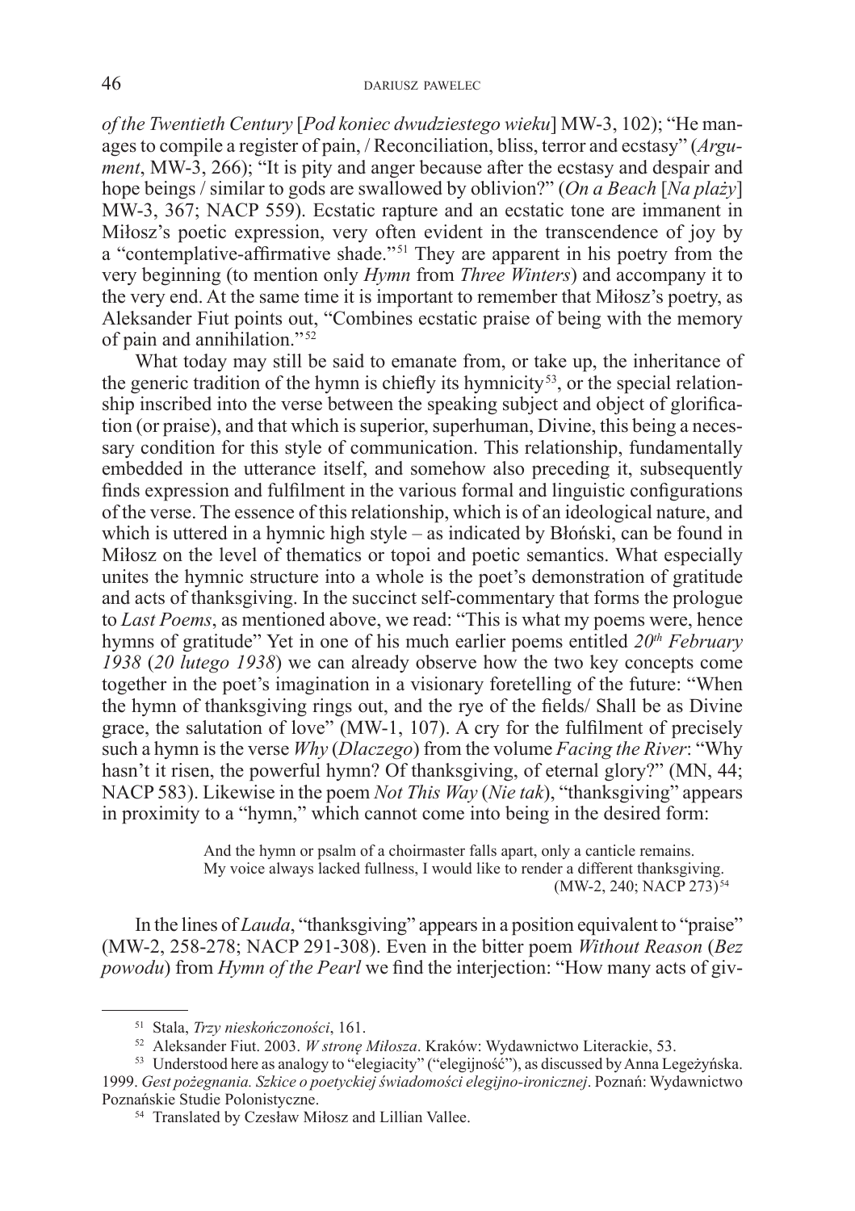*of the Twentieth Century* [*Pod koniec dwudziestego wieku*] MW-3, 102); "He manages to compile a register of pain, / Reconciliation, bliss, terror and ecstasy" (*Argument*, MW-3, 266); "It is pity and anger because after the ecstasy and despair and hope beings / similar to gods are swallowed by oblivion?" (*On a Beach* [*Na plaży*] MW-3, 367; NACP 559). Ecstatic rapture and an ecstatic tone are immanent in Miłosz's poetic expression, very often evident in the transcendence of joy by a "contemplative-affirmative shade."[51] They are apparent in his poetry from the very beginning (to mention only *Hymn* from *Three Winters*) and accompany it to the very end. At the same time it is important to remember that Miłosz's poetry, as Aleksander Fiut points out, "Combines ecstatic praise of being with the memory of pain and annihilation."[52]

What today may still be said to emanate from, or take up, the inheritance of the generic tradition of the hymn is chiefly its hymnicity[53], or the special relationship inscribed into the verse between the speaking subject and object of glorification (or praise), and that which is superior, superhuman, Divine, this being a necessary condition for this style of communication. This relationship, fundamentally embedded in the utterance itself, and somehow also preceding it, subsequently finds expression and fulfilment in the various formal and linguistic configurations of the verse. The essence of this relationship, which is of an ideological nature, and which is uttered in a hymnic high style – as indicated by Błoński, can be found in Miłosz on the level of thematics or topoi and poetic semantics. What especially unites the hymnic structure into a whole is the poet's demonstration of gratitude and acts of thanksgiving. In the succinct self-commentary that forms the prologue to *Last Poems*, as mentioned above, we read: "This is what my poems were, hence hymns of gratitude" Yet in one of his much earlier poems entitled *20th February 1938* (*20 lutego 1938*) we can already observe how the two key concepts come together in the poet's imagination in a visionary foretelling of the future: "When the hymn of thanksgiving rings out, and the rye of the fields/ Shall be as Divine grace, the salutation of love" (MW-1, 107). A cry for the fulfilment of precisely such a hymn is the verse *Why* (*Dlaczego*) from the volume *Facing the River*: "Why hasn't it risen, the powerful hymn? Of thanksgiving, of eternal glory?" (MN, 44; NACP 583). Likewise in the poem *Not This Way* (*Nie tak*), "thanksgiving" appears in proximity to a "hymn," which cannot come into being in the desired form:

> And the hymn or psalm of a choirmaster falls apart, only a canticle remains.
> My voice always lacked fullness, I would like to render a different thanksgiving.
> (MW-2, 240; NACP 273)[54]

In the lines of *Lauda*, "thanksgiving" appears in a position equivalent to "praise" (MW-2, 258-278; NACP 291-308). Even in the bitter poem *Without Reason* (*Bez powodu*) from *Hymn of the Pearl* we find the interjection: "How many acts of giv-

---

[51] Stala, *Trzy nieskończoności*, 161.

[52] Aleksander Fiut. 2003. *W stronę Miłosza*. Kraków: Wydawnictwo Literackie, 53.

[53] Understood here as analogy to "elegiacity" ("elegijność"), as discussed by Anna Legeżyńska. 1999. *Gest pożegnania. Szkice o poetyckiej świadomości elegijno-ironicznej*. Poznań: Wydawnictwo Poznańskie Studie Polonistyczne.

[54] Translated by Czesław Miłosz and Lillian Vallee.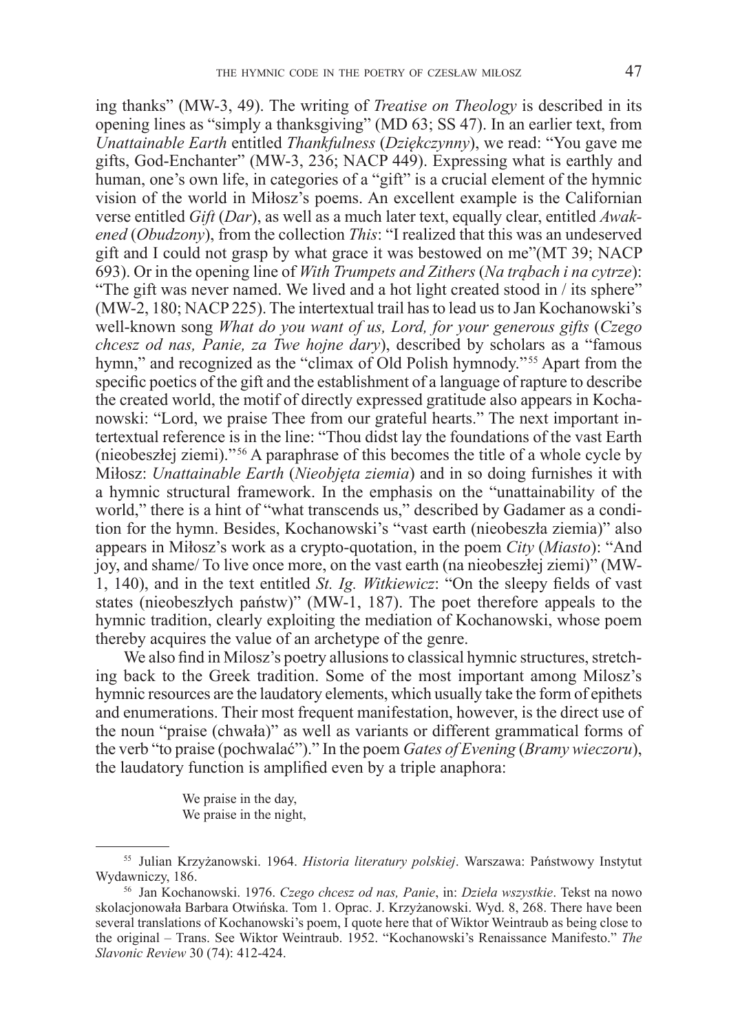ing thanks" (MW-3, 49). The writing of *Treatise on Theology* is described in its opening lines as "simply a thanksgiving" (MD 63; SS 47). In an earlier text, from *Unattainable Earth* entitled *Thankfulness* (*Dziękczynny*), we read: "You gave me gifts, God-Enchanter" (MW-3, 236; NACP 449). Expressing what is earthly and human, one's own life, in categories of a "gift" is a crucial element of the hymnic vision of the world in Miłosz's poems. An excellent example is the Californian verse entitled *Gift* (*Dar*), as well as a much later text, equally clear, entitled *Awakened* (*Obudzony*), from the collection *This*: "I realized that this was an undeserved gift and I could not grasp by what grace it was bestowed on me"(MT 39; NACP 693). Or in the opening line of *With Trumpets and Zithers* (*Na trąbach i na cytrze*): "The gift was never named. We lived and a hot light created stood in / its sphere" (MW-2, 180; NACP 225). The intertextual trail has to lead us to Jan Kochanowski's well-known song *What do you want of us, Lord, for your generous gifts* (*Czego chcesz od nas, Panie, za Twe hojne dary*), described by scholars as a "famous hymn," and recognized as the "climax of Old Polish hymnody."[55] Apart from the specific poetics of the gift and the establishment of a language of rapture to describe the created world, the motif of directly expressed gratitude also appears in Kochanowski: "Lord, we praise Thee from our grateful hearts." The next important intertextual reference is in the line: "Thou didst lay the foundations of the vast Earth (nieobeszłej ziemi)."[56] A paraphrase of this becomes the title of a whole cycle by Miłosz: *Unattainable Earth* (*Nieobjęta ziemia*) and in so doing furnishes it with a hymnic structural framework. In the emphasis on the "unattainability of the world," there is a hint of "what transcends us," described by Gadamer as a condition for the hymn. Besides, Kochanowski's "vast earth (nieobeszła ziemia)" also appears in Miłosz's work as a crypto-quotation, in the poem *City* (*Miasto*): "And joy, and shame/ To live once more, on the vast earth (na nieobeszłej ziemi)" (MW-1, 140), and in the text entitled *St. Ig. Witkiewicz*: "On the sleepy fields of vast states (nieobeszłych państw)" (MW-1, 187). The poet therefore appeals to the hymnic tradition, clearly exploiting the mediation of Kochanowski, whose poem thereby acquires the value of an archetype of the genre.

We also find in Milosz's poetry allusions to classical hymnic structures, stretching back to the Greek tradition. Some of the most important among Milosz's hymnic resources are the laudatory elements, which usually take the form of epithets and enumerations. Their most frequent manifestation, however, is the direct use of the noun "praise (chwała)" as well as variants or different grammatical forms of the verb "to praise (pochwalać")." In the poem *Gates of Evening* (*Bramy wieczoru*), the laudatory function is amplified even by a triple anaphora:

> We praise in the day,
> We praise in the night,

---

[55] Julian Krzyżanowski. 1964. *Historia literatury polskiej*. Warszawa: Państwowy Instytut Wydawniczy, 186.

[56] Jan Kochanowski. 1976. *Czego chcesz od nas, Panie*, in: *Dzieła wszystkie*. Tekst na nowo skolacjonowała Barbara Otwińska. Tom 1. Oprac. J. Krzyżanowski. Wyd. 8, 268. There have been several translations of Kochanowski's poem, I quote here that of Wiktor Weintraub as being close to the original – Trans. See Wiktor Weintraub. 1952. "Kochanowski's Renaissance Manifesto." *The Slavonic Review* 30 (74): 412-424.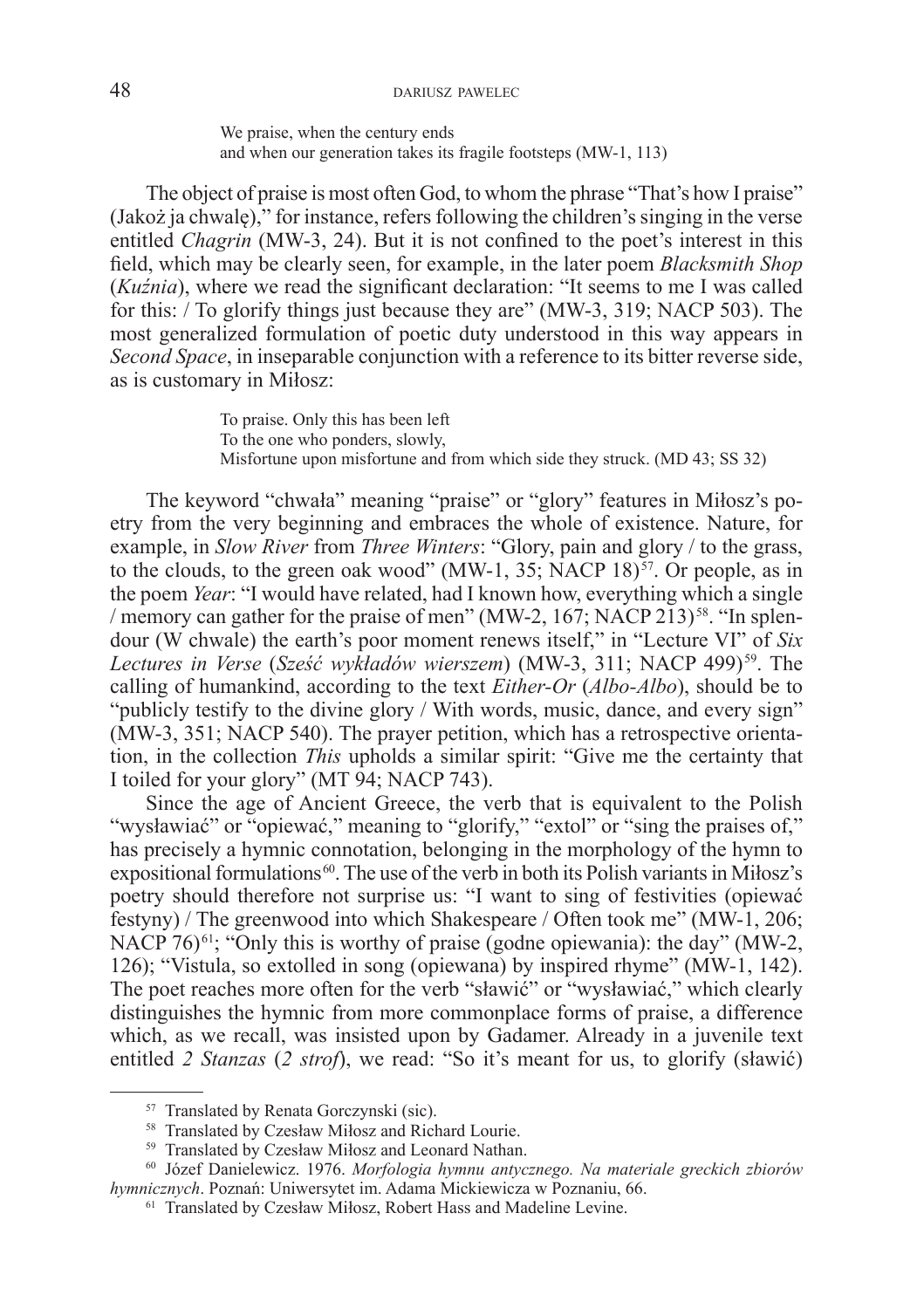> We praise, when the century ends
> and when our generation takes its fragile footsteps (MW-1, 113)

The object of praise is most often God, to whom the phrase "That's how I praise" (Jakoż ja chwalę)," for instance, refers following the children's singing in the verse entitled *Chagrin* (MW-3, 24). But it is not confined to the poet's interest in this field, which may be clearly seen, for example, in the later poem *Blacksmith Shop* (*Kuźnia*), where we read the significant declaration: "It seems to me I was called for this: / To glorify things just because they are" (MW-3, 319; NACP 503). The most generalized formulation of poetic duty understood in this way appears in *Second Space*, in inseparable conjunction with a reference to its bitter reverse side, as is customary in Miłosz:

> To praise. Only this has been left
> To the one who ponders, slowly,
> Misfortune upon misfortune and from which side they struck. (MD 43; SS 32)

The keyword "chwała" meaning "praise" or "glory" features in Miłosz's poetry from the very beginning and embraces the whole of existence. Nature, for example, in *Slow River* from *Three Winters*: "Glory, pain and glory / to the grass, to the clouds, to the green oak wood" (MW-1, 35; NACP 18)[57]. Or people, as in the poem *Year*: "I would have related, had I known how, everything which a single / memory can gather for the praise of men" (MW-2, 167; NACP 213)[58]. "In splendour (W chwale) the earth's poor moment renews itself," in "Lecture VI" of *Six Lectures in Verse* (*Sześć wykładów wierszem*) (MW-3, 311; NACP 499)[59]. The calling of humankind, according to the text *Either-Or* (*Albo-Albo*), should be to "publicly testify to the divine glory / With words, music, dance, and every sign" (MW-3, 351; NACP 540). The prayer petition, which has a retrospective orientation, in the collection *This* upholds a similar spirit: "Give me the certainty that I toiled for your glory" (MT 94; NACP 743).

Since the age of Ancient Greece, the verb that is equivalent to the Polish "wysławiać" or "opiewać," meaning to "glorify," "extol" or "sing the praises of," has precisely a hymnic connotation, belonging in the morphology of the hymn to expositional formulations[60]. The use of the verb in both its Polish variants in Miłosz's poetry should therefore not surprise us: "I want to sing of festivities (opiewać festyny) / The greenwood into which Shakespeare / Often took me" (MW-1, 206; NACP 76)[61]; "Only this is worthy of praise (godne opiewania): the day" (MW-2, 126); "Vistula, so extolled in song (opiewana) by inspired rhyme" (MW-1, 142). The poet reaches more often for the verb "sławić" or "wysławiać," which clearly distinguishes the hymnic from more commonplace forms of praise, a difference which, as we recall, was insisted upon by Gadamer. Already in a juvenile text entitled *2 Stanzas* (*2 strof*), we read: "So it's meant for us, to glorify (sławić)

---

[57] Translated by Renata Gorczynski (sic).

[58] Translated by Czesław Miłosz and Richard Lourie.

[59] Translated by Czesław Miłosz and Leonard Nathan.

[60] Józef Danielewicz. 1976. *Morfologia hymnu antycznego. Na materiale greckich zbiorów hymnicznych*. Poznań: Uniwersytet im. Adama Mickiewicza w Poznaniu, 66.

[61] Translated by Czesław Miłosz, Robert Hass and Madeline Levine.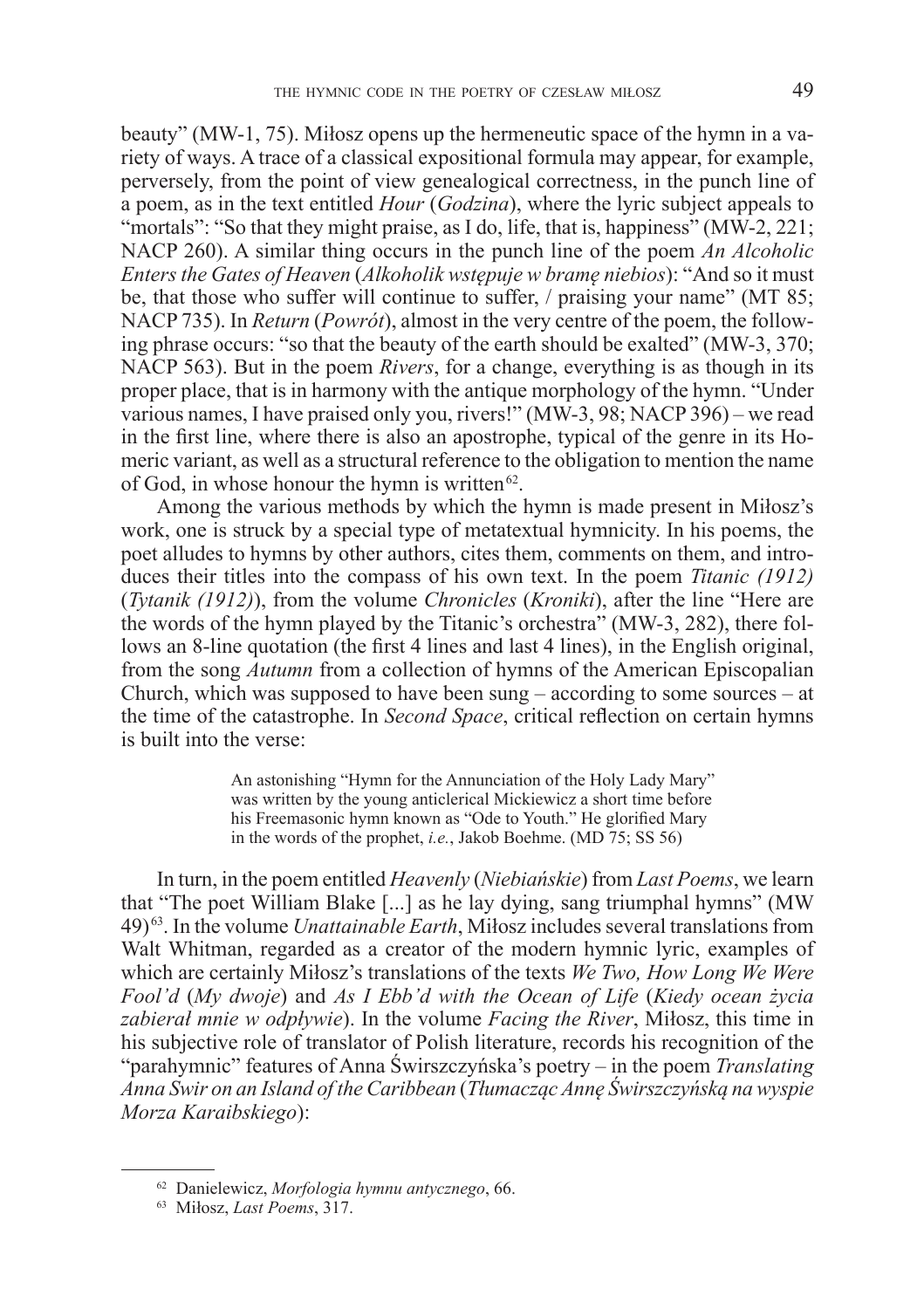beauty" (MW-1, 75). Miłosz opens up the hermeneutic space of the hymn in a variety of ways. A trace of a classical expositional formula may appear, for example, perversely, from the point of view genealogical correctness, in the punch line of a poem, as in the text entitled *Hour* (*Godzina*), where the lyric subject appeals to "mortals": "So that they might praise, as I do, life, that is, happiness" (MW-2, 221; NACP 260). A similar thing occurs in the punch line of the poem *An Alcoholic Enters the Gates of Heaven* (*Alkoholik wstępuje w bramę niebios*): "And so it must be, that those who suffer will continue to suffer, / praising your name" (MT 85; NACP 735). In *Return* (*Powrót*), almost in the very centre of the poem, the following phrase occurs: "so that the beauty of the earth should be exalted" (MW-3, 370; NACP 563). But in the poem *Rivers*, for a change, everything is as though in its proper place, that is in harmony with the antique morphology of the hymn. "Under various names, I have praised only you, rivers!" (MW-3, 98; NACP 396) – we read in the first line, where there is also an apostrophe, typical of the genre in its Homeric variant, as well as a structural reference to the obligation to mention the name of God, in whose honour the hymn is written[62].

Among the various methods by which the hymn is made present in Miłosz's work, one is struck by a special type of metatextual hymnicity. In his poems, the poet alludes to hymns by other authors, cites them, comments on them, and introduces their titles into the compass of his own text. In the poem *Titanic (1912)* (*Tytanik (1912)*), from the volume *Chronicles* (*Kroniki*), after the line "Here are the words of the hymn played by the Titanic's orchestra" (MW-3, 282), there follows an 8-line quotation (the first 4 lines and last 4 lines), in the English original, from the song *Autumn* from a collection of hymns of the American Episcopalian Church, which was supposed to have been sung – according to some sources – at the time of the catastrophe. In *Second Space*, critical reflection on certain hymns is built into the verse:

> An astonishing "Hymn for the Annunciation of the Holy Lady Mary"
> was written by the young anticlerical Mickiewicz a short time before
> his Freemasonic hymn known as "Ode to Youth." He glorified Mary
> in the words of the prophet, *i.e.*, Jakob Boehme. (MD 75; SS 56)

In turn, in the poem entitled *Heavenly* (*Niebiańskie*) from *Last Poems*, we learn that "The poet William Blake [...] as he lay dying, sang triumphal hymns" (MW 49)[63]. In the volume *Unattainable Earth*, Miłosz includes several translations from Walt Whitman, regarded as a creator of the modern hymnic lyric, examples of which are certainly Miłosz's translations of the texts *We Two, How Long We Were Fool'd* (*My dwoje*) and *As I Ebb'd with the Ocean of Life* (*Kiedy ocean życia zabierał mnie w odpływie*). In the volume *Facing the River*, Miłosz, this time in his subjective role of translator of Polish literature, records his recognition of the "parahymnic" features of Anna Świrszczyńska's poetry – in the poem *Translating Anna Swir on an Island of the Caribbean* (*Tłumacząc Annę Świrszczyńską na wyspie Morza Karaibskiego*):

---

[62] Danielewicz, *Morfologia hymnu antycznego*, 66.

[63] Miłosz, *Last Poems*, 317.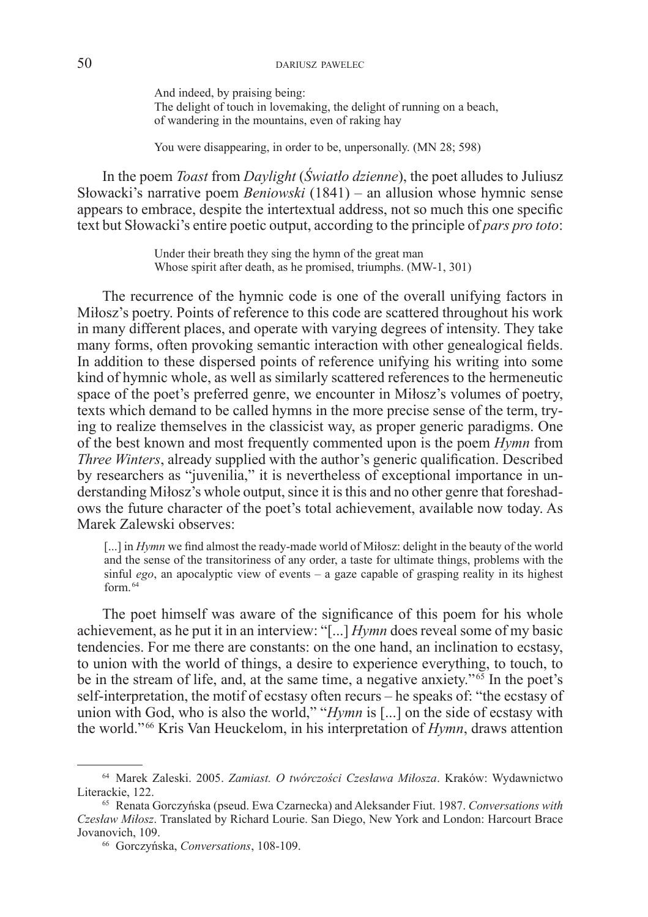> And indeed, by praising being:
> The delight of touch in lovemaking, the delight of running on a beach,
> of wandering in the mountains, even of raking hay
>
> You were disappearing, in order to be, unpersonally. (MN 28; 598)

In the poem *Toast* from *Daylight* (*Światło dzienne*), the poet alludes to Juliusz Słowacki's narrative poem *Beniowski* (1841) – an allusion whose hymnic sense appears to embrace, despite the intertextual address, not so much this one specific text but Słowacki's entire poetic output, according to the principle of *pars pro toto*:

> Under their breath they sing the hymn of the great man
> Whose spirit after death, as he promised, triumphs. (MW-1, 301)

The recurrence of the hymnic code is one of the overall unifying factors in Miłosz's poetry. Points of reference to this code are scattered throughout his work in many different places, and operate with varying degrees of intensity. They take many forms, often provoking semantic interaction with other genealogical fields. In addition to these dispersed points of reference unifying his writing into some kind of hymnic whole, as well as similarly scattered references to the hermeneutic space of the poet's preferred genre, we encounter in Miłosz's volumes of poetry, texts which demand to be called hymns in the more precise sense of the term, trying to realize themselves in the classicist way, as proper generic paradigms. One of the best known and most frequently commented upon is the poem *Hymn* from *Three Winters*, already supplied with the author's generic qualification. Described by researchers as "juvenilia," it is nevertheless of exceptional importance in understanding Miłosz's whole output, since it is this and no other genre that foreshadows the future character of the poet's total achievement, available now today. As Marek Zalewski observes:

> [...] in *Hymn* we find almost the ready-made world of Miłosz: delight in the beauty of the world and the sense of the transitoriness of any order, a taste for ultimate things, problems with the sinful *ego*, an apocalyptic view of events – a gaze capable of grasping reality in its highest form.[64]

The poet himself was aware of the significance of this poem for his whole achievement, as he put it in an interview: "[...] *Hymn* does reveal some of my basic tendencies. For me there are constants: on the one hand, an inclination to ecstasy, to union with the world of things, a desire to experience everything, to touch, to be in the stream of life, and, at the same time, a negative anxiety."[65] In the poet's self-interpretation, the motif of ecstasy often recurs – he speaks of: "the ecstasy of union with God, who is also the world," "*Hymn* is [...] on the side of ecstasy with the world."[66] Kris Van Heuckelom, in his interpretation of *Hymn*, draws attention

---

[64] Marek Zaleski. 2005. *Zamiast. O twórczości Czesława Miłosza*. Kraków: Wydawnictwo Literackie, 122.

[65] Renata Gorczyńska (pseud. Ewa Czarnecka) and Aleksander Fiut. 1987. *Conversations with Czesław Miłosz*. Translated by Richard Lourie. San Diego, New York and London: Harcourt Brace Jovanovich, 109.

[66] Gorczyńska, *Conversations*, 108-109.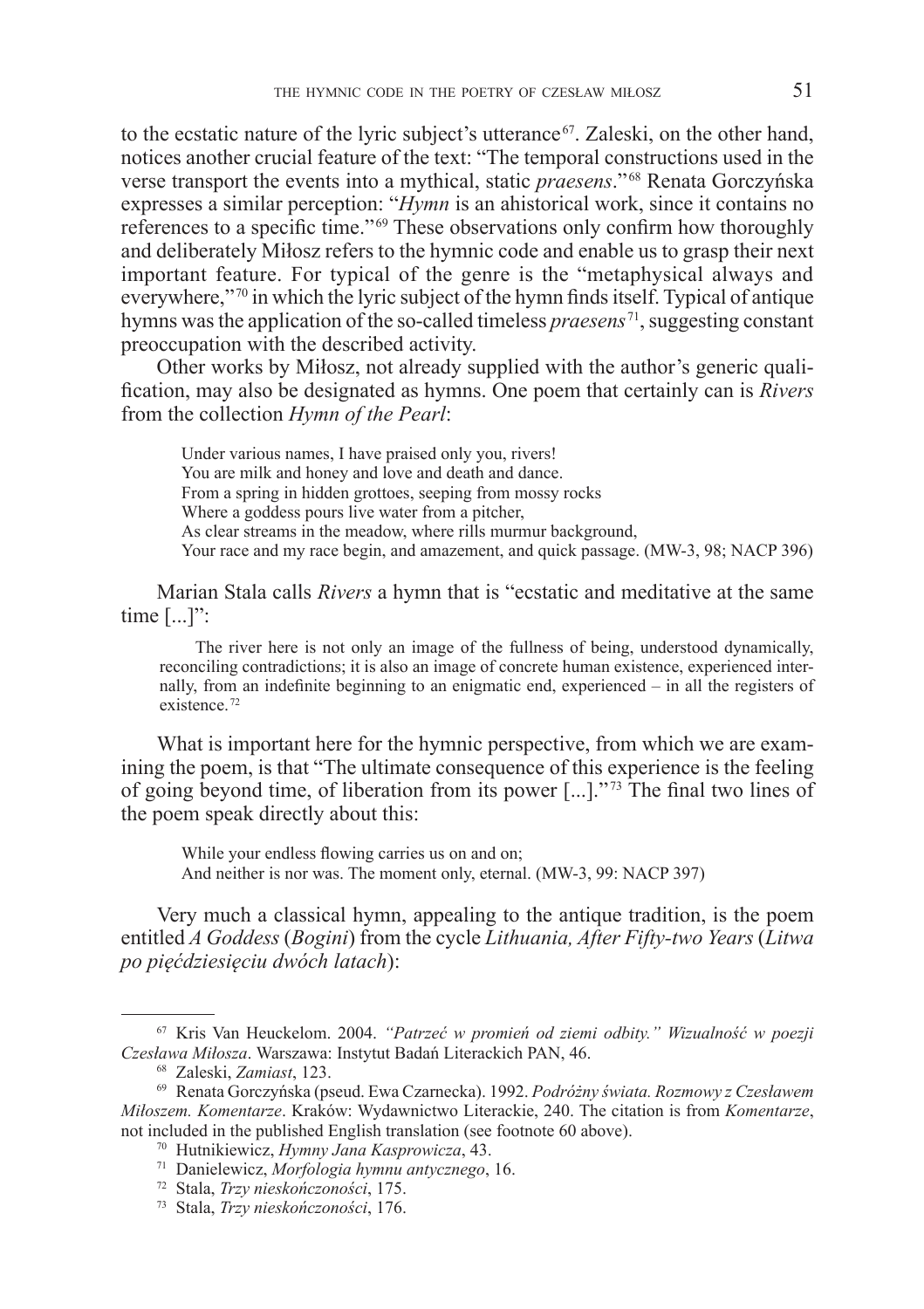to the ecstatic nature of the lyric subject's utterance[67]. Zaleski, on the other hand, notices another crucial feature of the text: "The temporal constructions used in the verse transport the events into a mythical, static *praesens*."[68] Renata Gorczyńska expresses a similar perception: "*Hymn* is an ahistorical work, since it contains no references to a specific time."[69] These observations only confirm how thoroughly and deliberately Miłosz refers to the hymnic code and enable us to grasp their next important feature. For typical of the genre is the "metaphysical always and everywhere,"[70] in which the lyric subject of the hymn finds itself. Typical of antique hymns was the application of the so-called timeless *praesens*[71], suggesting constant preoccupation with the described activity.

Other works by Miłosz, not already supplied with the author's generic qualification, may also be designated as hymns. One poem that certainly can is *Rivers* from the collection *Hymn of the Pearl*:

> Under various names, I have praised only you, rivers!
> You are milk and honey and love and death and dance.
> From a spring in hidden grottoes, seeping from mossy rocks
> Where a goddess pours live water from a pitcher,
> As clear streams in the meadow, where rills murmur background,
> Your race and my race begin, and amazement, and quick passage. (MW-3, 98; NACP 396)

Marian Stala calls *Rivers* a hymn that is "ecstatic and meditative at the same time [...]":

> The river here is not only an image of the fullness of being, understood dynamically, reconciling contradictions; it is also an image of concrete human existence, experienced internally, from an indefinite beginning to an enigmatic end, experienced – in all the registers of existence.[72]

What is important here for the hymnic perspective, from which we are examining the poem, is that "The ultimate consequence of this experience is the feeling of going beyond time, of liberation from its power [...]."[73] The final two lines of the poem speak directly about this:

> While your endless flowing carries us on and on;
> And neither is nor was. The moment only, eternal. (MW-3, 99: NACP 397)

Very much a classical hymn, appealing to the antique tradition, is the poem entitled *A Goddess* (*Bogini*) from the cycle *Lithuania, After Fifty-two Years* (*Litwa po pięćdziesięciu dwóch latach*):

---

[67] Kris Van Heuckelom. 2004. *"Patrzeć w promień od ziemi odbity." Wizualność w poezji Czesława Miłosza*. Warszawa: Instytut Badań Literackich PAN, 46.

[68] Zaleski, *Zamiast*, 123.

[69] Renata Gorczyńska (pseud. Ewa Czarnecka). 1992. *Podróżny świata. Rozmowy z Czesławem Miłoszem. Komentarze*. Kraków: Wydawnictwo Literackie, 240. The citation is from *Komentarze*, not included in the published English translation (see footnote 60 above).

[70] Hutnikiewicz, *Hymny Jana Kasprowicza*, 43.

[71] Danielewicz, *Morfologia hymnu antycznego*, 16.

[72] Stala, *Trzy nieskończoności*, 175.

[73] Stala, *Trzy nieskończoności*, 176.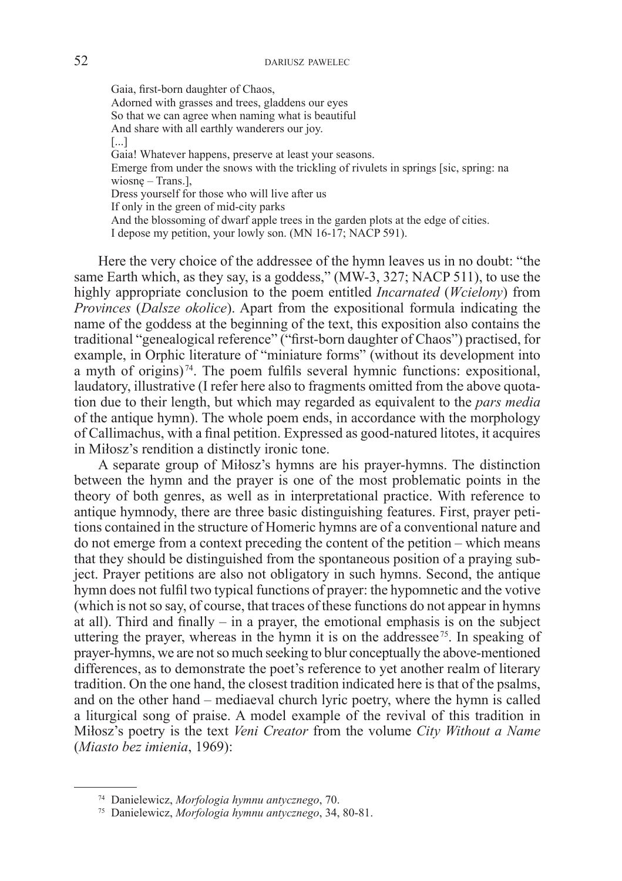> Gaia, first-born daughter of Chaos,
> Adorned with grasses and trees, gladdens our eyes
> So that we can agree when naming what is beautiful
> And share with all earthly wanderers our joy.
> [...]
> Gaia! Whatever happens, preserve at least your seasons.
> Emerge from under the snows with the trickling of rivulets in springs [sic, spring: na wiosnę – Trans.],
> Dress yourself for those who will live after us
> If only in the green of mid-city parks
> And the blossoming of dwarf apple trees in the garden plots at the edge of cities.
> I depose my petition, your lowly son. (MN 16-17; NACP 591).

Here the very choice of the addressee of the hymn leaves us in no doubt: "the same Earth which, as they say, is a goddess," (MW-3, 327; NACP 511), to use the highly appropriate conclusion to the poem entitled *Incarnated* (*Wcielony*) from *Provinces* (*Dalsze okolice*). Apart from the expositional formula indicating the name of the goddess at the beginning of the text, this exposition also contains the traditional "genealogical reference" ("first-born daughter of Chaos") practised, for example, in Orphic literature of "miniature forms" (without its development into a myth of origins)[74]. The poem fulfils several hymnic functions: expositional, laudatory, illustrative (I refer here also to fragments omitted from the above quotation due to their length, but which may regarded as equivalent to the *pars media* of the antique hymn). The whole poem ends, in accordance with the morphology of Callimachus, with a final petition. Expressed as good-natured litotes, it acquires in Miłosz's rendition a distinctly ironic tone.

A separate group of Miłosz's hymns are his prayer-hymns. The distinction between the hymn and the prayer is one of the most problematic points in the theory of both genres, as well as in interpretational practice. With reference to antique hymnody, there are three basic distinguishing features. First, prayer petitions contained in the structure of Homeric hymns are of a conventional nature and do not emerge from a context preceding the content of the petition – which means that they should be distinguished from the spontaneous position of a praying subject. Prayer petitions are also not obligatory in such hymns. Second, the antique hymn does not fulfil two typical functions of prayer: the hypomnetic and the votive (which is not so say, of course, that traces of these functions do not appear in hymns at all). Third and finally – in a prayer, the emotional emphasis is on the subject uttering the prayer, whereas in the hymn it is on the addressee[75]. In speaking of prayer-hymns, we are not so much seeking to blur conceptually the above-mentioned differences, as to demonstrate the poet's reference to yet another realm of literary tradition. On the one hand, the closest tradition indicated here is that of the psalms, and on the other hand – mediaeval church lyric poetry, where the hymn is called a liturgical song of praise. A model example of the revival of this tradition in Miłosz's poetry is the text *Veni Creator* from the volume *City Without a Name* (*Miasto bez imienia*, 1969):

---

[74] Danielewicz, *Morfologia hymnu antycznego*, 70.

[75] Danielewicz, *Morfologia hymnu antycznego*, 34, 80-81.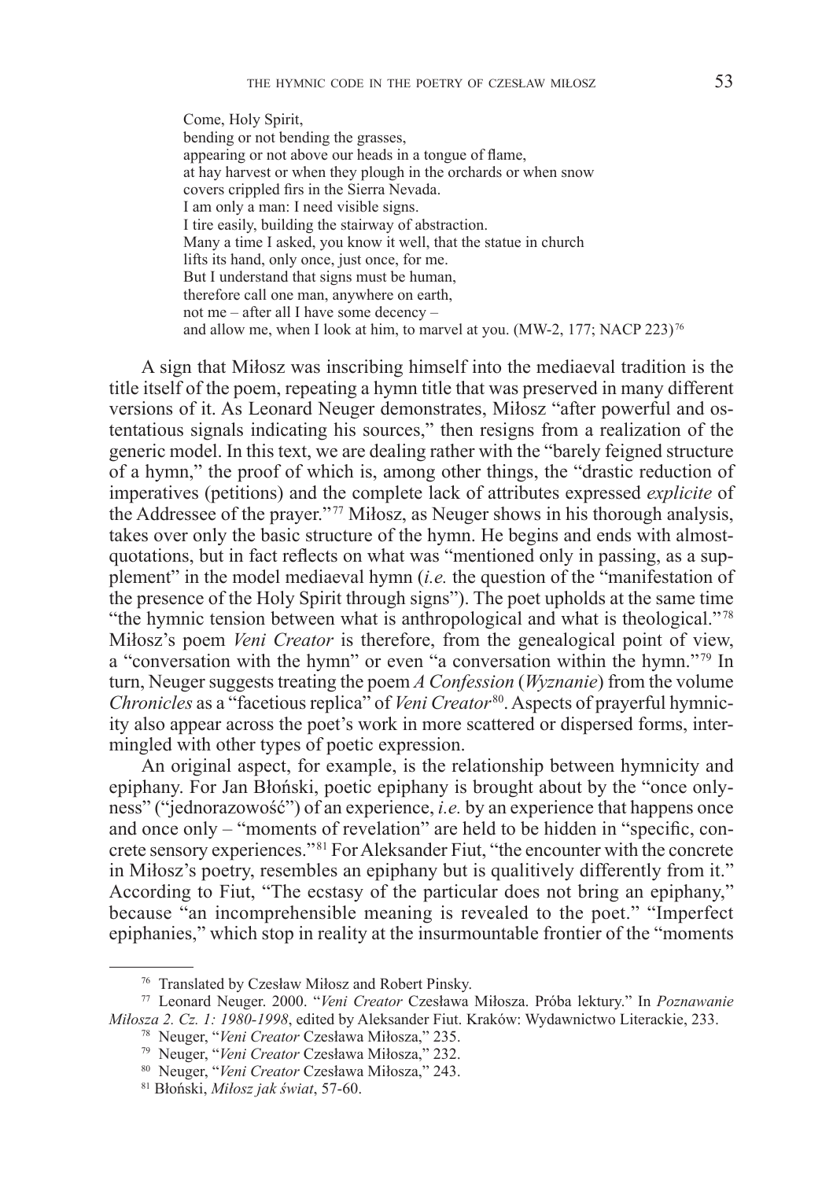Come, Holy Spirit,  
bending or not bending the grasses,  
appearing or not above our heads in a tongue of flame,  
at hay harvest or when they plough in the orchards or when snow  
covers crippled firs in the Sierra Nevada.  
I am only a man: I need visible signs.  
I tire easily, building the stairway of abstraction.  
Many a time I asked, you know it well, that the statue in church  
lifts its hand, only once, just once, for me.  
But I understand that signs must be human,  
therefore call one man, anywhere on earth,  
not me – after all I have some decency –  
and allow me, when I look at him, to marvel at you. (MW-2, 177; NACP 223)[76]

A sign that Miłosz was inscribing himself into the mediaeval tradition is the title itself of the poem, repeating a hymn title that was preserved in many different versions of it. As Leonard Neuger demonstrates, Miłosz "after powerful and ostentatious signals indicating his sources," then resigns from a realization of the generic model. In this text, we are dealing rather with the "barely feigned structure of a hymn," the proof of which is, among other things, the "drastic reduction of imperatives (petitions) and the complete lack of attributes expressed *explicite* of the Addressee of the prayer."[77] Miłosz, as Neuger shows in his thorough analysis, takes over only the basic structure of the hymn. He begins and ends with almost-quotations, but in fact reflects on what was "mentioned only in passing, as a supplement" in the model mediaeval hymn (*i.e.* the question of the "manifestation of the presence of the Holy Spirit through signs"). The poet upholds at the same time "the hymnic tension between what is anthropological and what is theological."[78] Miłosz's poem *Veni Creator* is therefore, from the genealogical point of view, a "conversation with the hymn" or even "a conversation within the hymn."[79] In turn, Neuger suggests treating the poem *A Confession* (*Wyznanie*) from the volume *Chronicles* as a "facetious replica" of *Veni Creator*[80]. Aspects of prayerful hymnicity also appear across the poet's work in more scattered or dispersed forms, intermingled with other types of poetic expression.

An original aspect, for example, is the relationship between hymnicity and epiphany. For Jan Błoński, poetic epiphany is brought about by the "once onlyness" ("jednorazowość") of an experience, *i.e.* by an experience that happens once and once only – "moments of revelation" are held to be hidden in "specific, concrete sensory experiences."[81] For Aleksander Fiut, "the encounter with the concrete in Miłosz's poetry, resembles an epiphany but is qualitively differently from it." According to Fiut, "The ecstasy of the particular does not bring an epiphany," because "an incomprehensible meaning is revealed to the poet." "Imperfect epiphanies," which stop in reality at the insurmountable frontier of the "moments

---

[76] Translated by Czesław Miłosz and Robert Pinsky.

[77] Leonard Neuger. 2000. "*Veni Creator* Czesława Miłosza. Próba lektury." In *Poznawanie Miłosza 2. Cz. 1: 1980-1998*, edited by Aleksander Fiut. Kraków: Wydawnictwo Literackie, 233.

[78] Neuger, "*Veni Creator* Czesława Miłosza," 235.

[79] Neuger, "*Veni Creator* Czesława Miłosza," 232.

[80] Neuger, "*Veni Creator* Czesława Miłosza," 243.

[81] Błoński, *Miłosz jak świat*, 57-60.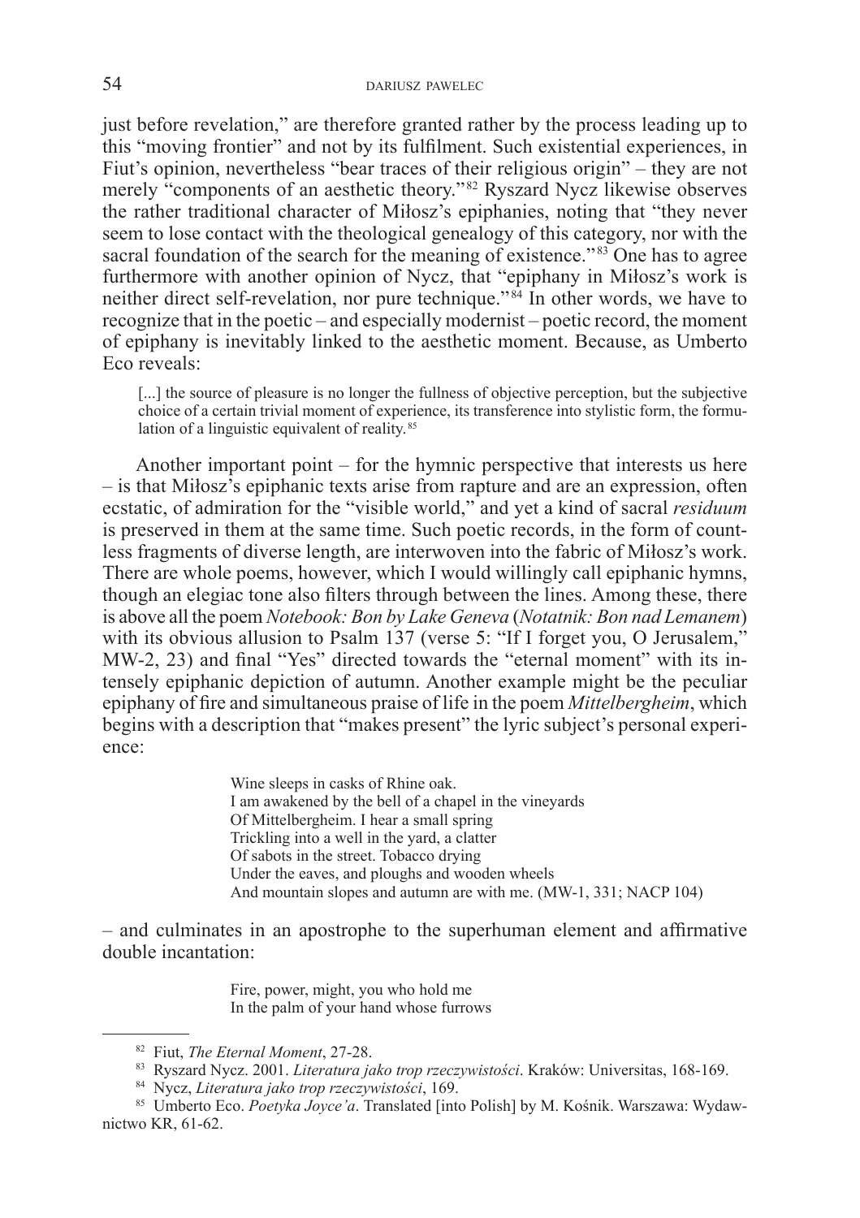just before revelation," are therefore granted rather by the process leading up to this "moving frontier" and not by its fulfilment. Such existential experiences, in Fiut's opinion, nevertheless "bear traces of their religious origin" – they are not merely "components of an aesthetic theory."[82] Ryszard Nycz likewise observes the rather traditional character of Miłosz's epiphanies, noting that "they never seem to lose contact with the theological genealogy of this category, nor with the sacral foundation of the search for the meaning of existence."[83] One has to agree furthermore with another opinion of Nycz, that "epiphany in Miłosz's work is neither direct self-revelation, nor pure technique."[84] In other words, we have to recognize that in the poetic – and especially modernist – poetic record, the moment of epiphany is inevitably linked to the aesthetic moment. Because, as Umberto Eco reveals:

> [...] the source of pleasure is no longer the fullness of objective perception, but the subjective choice of a certain trivial moment of experience, its transference into stylistic form, the formulation of a linguistic equivalent of reality.[85]

Another important point – for the hymnic perspective that interests us here – is that Miłosz's epiphanic texts arise from rapture and are an expression, often ecstatic, of admiration for the "visible world," and yet a kind of sacral *residuum* is preserved in them at the same time. Such poetic records, in the form of countless fragments of diverse length, are interwoven into the fabric of Miłosz's work. There are whole poems, however, which I would willingly call epiphanic hymns, though an elegiac tone also filters through between the lines. Among these, there is above all the poem *Notebook: Bon by Lake Geneva* (*Notatnik: Bon nad Lemanem*) with its obvious allusion to Psalm 137 (verse 5: "If I forget you, O Jerusalem," MW-2, 23) and final "Yes" directed towards the "eternal moment" with its intensely epiphanic depiction of autumn. Another example might be the peculiar epiphany of fire and simultaneous praise of life in the poem *Mittelbergheim*, which begins with a description that "makes present" the lyric subject's personal experience:

> Wine sleeps in casks of Rhine oak.
> I am awakened by the bell of a chapel in the vineyards
> Of Mittelbergheim. I hear a small spring
> Trickling into a well in the yard, a clatter
> Of sabots in the street. Tobacco drying
> Under the eaves, and ploughs and wooden wheels
> And mountain slopes and autumn are with me. (MW-1, 331; NACP 104)

– and culminates in an apostrophe to the superhuman element and affirmative double incantation:

> Fire, power, might, you who hold me
> In the palm of your hand whose furrows

[82] Fiut, *The Eternal Moment*, 27-28.

[83] Ryszard Nycz. 2001. *Literatura jako trop rzeczywistości*. Kraków: Universitas, 168-169.

[84] Nycz, *Literatura jako trop rzeczywistości*, 169.

[85] Umberto Eco. *Poetyka Joyce'a*. Translated [into Polish] by M. Kośnik. Warszawa: Wydawnictwo KR, 61-62.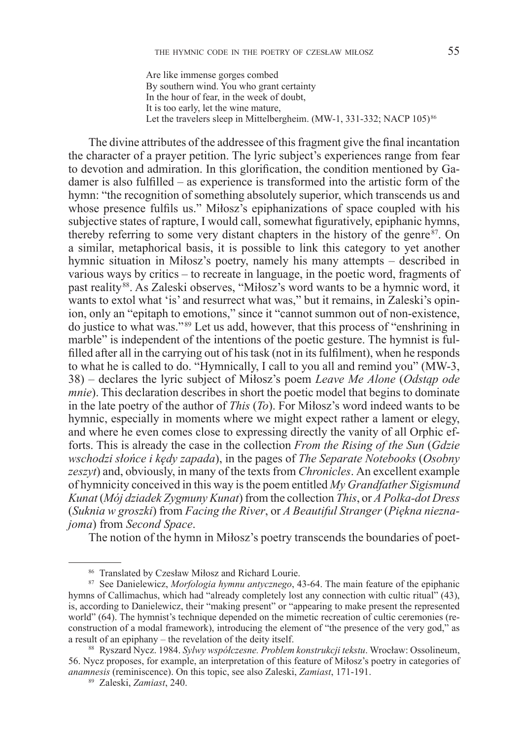Are like immense gorges combed  
By southern wind. You who grant certainty  
In the hour of fear, in the week of doubt,  
It is too early, let the wine mature,  
Let the travelers sleep in Mittelbergheim. (MW-1, 331-332; NACP 105)[86]

The divine attributes of the addressee of this fragment give the final incantation the character of a prayer petition. The lyric subject's experiences range from fear to devotion and admiration. In this glorification, the condition mentioned by Gadamer is also fulfilled – as experience is transformed into the artistic form of the hymn: "the recognition of something absolutely superior, which transcends us and whose presence fulfils us." Miłosz's epiphanizations of space coupled with his subjective states of rapture, I would call, somewhat figuratively, epiphanic hymns, thereby referring to some very distant chapters in the history of the genre[87]. On a similar, metaphorical basis, it is possible to link this category to yet another hymnic situation in Miłosz's poetry, namely his many attempts – described in various ways by critics – to recreate in language, in the poetic word, fragments of past reality[88]. As Zaleski observes, "Miłosz's word wants to be a hymnic word, it wants to extol what 'is' and resurrect what was," but it remains, in Zaleski's opinion, only an "epitaph to emotions," since it "cannot summon out of non-existence, do justice to what was."[89] Let us add, however, that this process of "enshrining in marble" is independent of the intentions of the poetic gesture. The hymnist is fulfilled after all in the carrying out of his task (not in its fulfilment), when he responds to what he is called to do. "Hymnically, I call to you all and remind you" (MW-3, 38) – declares the lyric subject of Miłosz's poem *Leave Me Alone* (*Odstąp ode mnie*). This declaration describes in short the poetic model that begins to dominate in the late poetry of the author of *This* (*To*). For Miłosz's word indeed wants to be hymnic, especially in moments where we might expect rather a lament or elegy, and where he even comes close to expressing directly the vanity of all Orphic efforts. This is already the case in the collection *From the Rising of the Sun* (*Gdzie wschodzi słońce i kędy zapada*), in the pages of *The Separate Notebooks* (*Osobny zeszyt*) and, obviously, in many of the texts from *Chronicles*. An excellent example of hymnicity conceived in this way is the poem entitled *My Grandfather Sigismund Kunat* (*Mój dziadek Zygmuny Kunat*) from the collection *This*, or *A Polka-dot Dress* (*Suknia w groszki*) from *Facing the River*, or *A Beautiful Stranger* (*Piękna nieznajoma*) from *Second Space*.

The notion of the hymn in Miłosz's poetry transcends the boundaries of poet-

---

[86] Translated by Czesław Miłosz and Richard Lourie.

[87] See Danielewicz, *Morfologia hymnu antycznego*, 43-64. The main feature of the epiphanic hymns of Callimachus, which had "already completely lost any connection with cultic ritual" (43), is, according to Danielewicz, their "making present" or "appearing to make present the represented world" (64). The hymnist's technique depended on the mimetic recreation of cultic ceremonies (reconstruction of a modal framework), introducing the element of "the presence of the very god," as a result of an epiphany – the revelation of the deity itself.

[88] Ryszard Nycz. 1984. *Sylwy współczesne. Problem konstrukcji tekstu*. Wrocław: Ossolineum, 56. Nycz proposes, for example, an interpretation of this feature of Miłosz's poetry in categories of *anamnesis* (reminiscence). On this topic, see also Zaleski, *Zamiast*, 171-191.

[89] Zaleski, *Zamiast*, 240.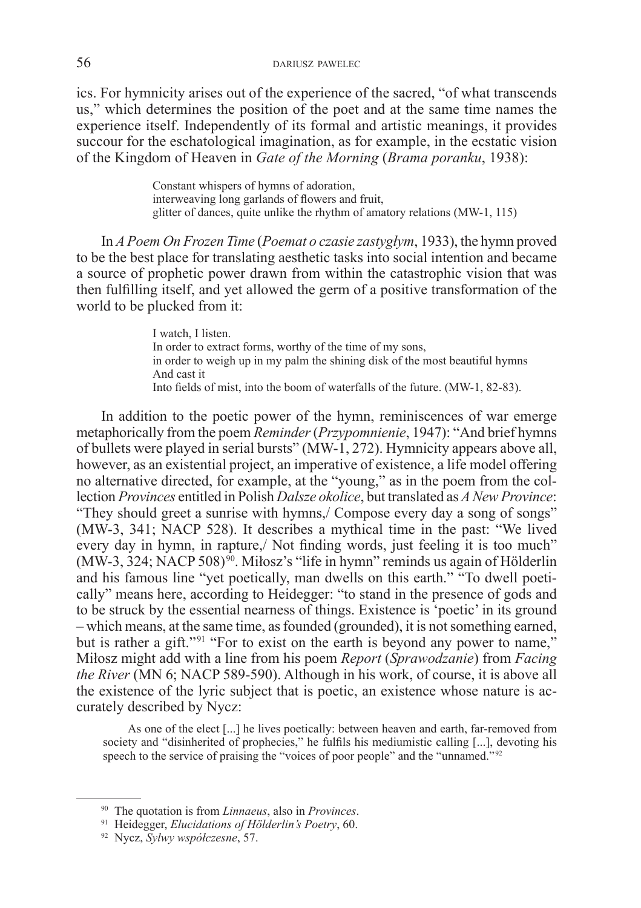ics. For hymnicity arises out of the experience of the sacred, "of what transcends us," which determines the position of the poet and at the same time names the experience itself. Independently of its formal and artistic meanings, it provides succour for the eschatological imagination, as for example, in the ecstatic vision of the Kingdom of Heaven in *Gate of the Morning* (*Brama poranku*, 1938):

> Constant whispers of hymns of adoration,
> interweaving long garlands of flowers and fruit,
> glitter of dances, quite unlike the rhythm of amatory relations (MW-1, 115)

In *A Poem On Frozen Time* (*Poemat o czasie zastygłym*, 1933), the hymn proved to be the best place for translating aesthetic tasks into social intention and became a source of prophetic power drawn from within the catastrophic vision that was then fulfilling itself, and yet allowed the germ of a positive transformation of the world to be plucked from it:

> I watch, I listen.
> In order to extract forms, worthy of the time of my sons,
> in order to weigh up in my palm the shining disk of the most beautiful hymns
> And cast it
> Into fields of mist, into the boom of waterfalls of the future. (MW-1, 82-83).

In addition to the poetic power of the hymn, reminiscences of war emerge metaphorically from the poem *Reminder* (*Przypomnienie*, 1947): "And brief hymns of bullets were played in serial bursts" (MW-1, 272). Hymnicity appears above all, however, as an existential project, an imperative of existence, a life model offering no alternative directed, for example, at the "young," as in the poem from the collection *Provinces* entitled in Polish *Dalsze okolice*, but translated as *A New Province*: "They should greet a sunrise with hymns,/ Compose every day a song of songs" (MW-3, 341; NACP 528). It describes a mythical time in the past: "We lived every day in hymn, in rapture,/ Not finding words, just feeling it is too much" (MW-3, 324; NACP 508)[90]. Miłosz's "life in hymn" reminds us again of Hölderlin and his famous line "yet poetically, man dwells on this earth." "To dwell poetically" means here, according to Heidegger: "to stand in the presence of gods and to be struck by the essential nearness of things. Existence is 'poetic' in its ground – which means, at the same time, as founded (grounded), it is not something earned, but is rather a gift."[91] "For to exist on the earth is beyond any power to name," Miłosz might add with a line from his poem *Report* (*Sprawozdanie*) from *Facing the River* (MN 6; NACP 589-590). Although in his work, of course, it is above all the existence of the lyric subject that is poetic, an existence whose nature is accurately described by Nycz:

> As one of the elect [...] he lives poetically: between heaven and earth, far-removed from society and "disinherited of prophecies," he fulfils his mediumistic calling [...], devoting his speech to the service of praising the "voices of poor people" and the "unnamed."[92]

---

[90] The quotation is from *Linnaeus*, also in *Provinces*.

[91] Heidegger, *Elucidations of Hölderlin's Poetry*, 60.

[92] Nycz, *Sylwy współczesne*, 57.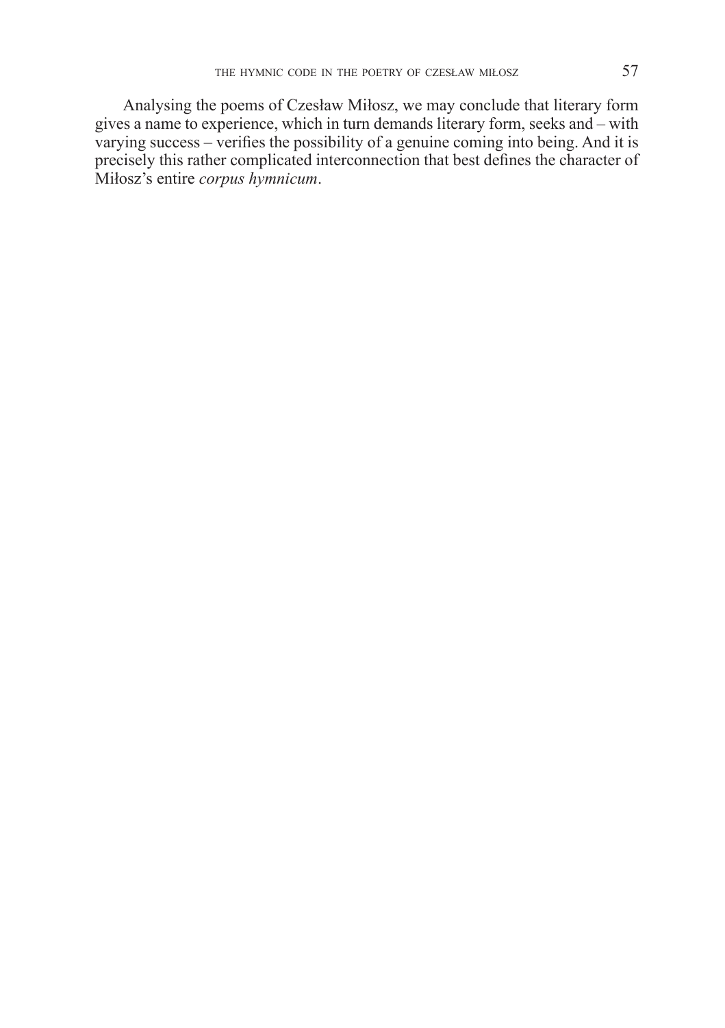Analysing the poems of Czesław Miłosz, we may conclude that literary form gives a name to experience, which in turn demands literary form, seeks and – with varying success – verifies the possibility of a genuine coming into being. And it is precisely this rather complicated interconnection that best defines the character of Miłosz's entire *corpus hymnicum*.